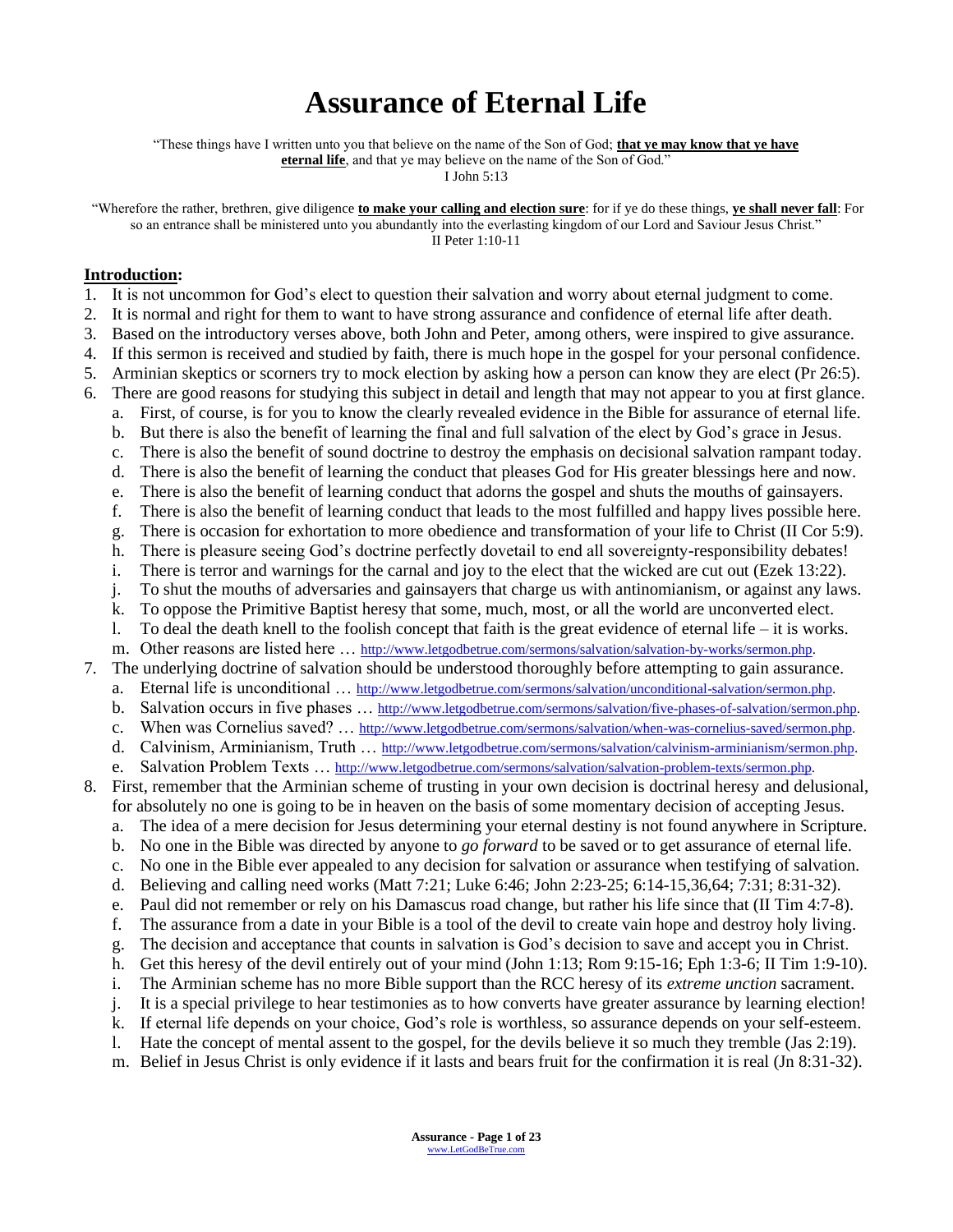# Assurance of Eternal Life

"These things have I written unto you that believe on the name of the Son of God; **that ye may know that ye have eternal life**, and that ye may believe on the name of the Son of God."
I John 5:13

"Wherefore the rather, brethren, give diligence **to make your calling and election sure**: for if ye do these things, **ye shall never fall**: For so an entrance shall be ministered unto you abundantly into the everlasting kingdom of our Lord and Saviour Jesus Christ."
II Peter 1:10-11

**Introduction:**

1. It is not uncommon for God's elect to question their salvation and worry about eternal judgment to come.
2. It is normal and right for them to want to have strong assurance and confidence of eternal life after death.
3. Based on the introductory verses above, both John and Peter, among others, were inspired to give assurance.
4. If this sermon is received and studied by faith, there is much hope in the gospel for your personal confidence.
5. Arminian skeptics or scorners try to mock election by asking how a person can know they are elect (Pr 26:5).
6. There are good reasons for studying this subject in detail and length that may not appear to you at first glance.
   a. First, of course, is for you to know the clearly revealed evidence in the Bible for assurance of eternal life.
   b. But there is also the benefit of learning the final and full salvation of the elect by God's grace in Jesus.
   c. There is also the benefit of sound doctrine to destroy the emphasis on decisional salvation rampant today.
   d. There is also the benefit of learning the conduct that pleases God for His greater blessings here and now.
   e. There is also the benefit of learning conduct that adorns the gospel and shuts the mouths of gainsayers.
   f. There is also the benefit of learning conduct that leads to the most fulfilled and happy lives possible here.
   g. There is occasion for exhortation to more obedience and transformation of your life to Christ (II Cor 5:9).
   h. There is pleasure seeing God's doctrine perfectly dovetail to end all sovereignty-responsibility debates!
   i. There is terror and warnings for the carnal and joy to the elect that the wicked are cut out (Ezek 13:22).
   j. To shut the mouths of adversaries and gainsayers that charge us with antinomianism, or against any laws.
   k. To oppose the Primitive Baptist heresy that some, much, most, or all the world are unconverted elect.
   l. To deal the death knell to the foolish concept that faith is the great evidence of eternal life – it is works.
   m. Other reasons are listed here … http://www.letgodbetrue.com/sermons/salvation/salvation-by-works/sermon.php.
7. The underlying doctrine of salvation should be understood thoroughly before attempting to gain assurance.
   a. Eternal life is unconditional … http://www.letgodbetrue.com/sermons/salvation/unconditional-salvation/sermon.php.
   b. Salvation occurs in five phases … http://www.letgodbetrue.com/sermons/salvation/five-phases-of-salvation/sermon.php.
   c. When was Cornelius saved? … http://www.letgodbetrue.com/sermons/salvation/when-was-cornelius-saved/sermon.php.
   d. Calvinism, Arminianism, Truth … http://www.letgodbetrue.com/sermons/salvation/calvinism-arminianism/sermon.php.
   e. Salvation Problem Texts … http://www.letgodbetrue.com/sermons/salvation/salvation-problem-texts/sermon.php.
8. First, remember that the Arminian scheme of trusting in your own decision is doctrinal heresy and delusional, for absolutely no one is going to be in heaven on the basis of some momentary decision of accepting Jesus.
   a. The idea of a mere decision for Jesus determining your eternal destiny is not found anywhere in Scripture.
   b. No one in the Bible was directed by anyone to *go forward* to be saved or to get assurance of eternal life.
   c. No one in the Bible ever appealed to any decision for salvation or assurance when testifying of salvation.
   d. Believing and calling need works (Matt 7:21; Luke 6:46; John 2:23-25; 6:14-15,36,64; 7:31; 8:31-32).
   e. Paul did not remember or rely on his Damascus road change, but rather his life since that (II Tim 4:7-8).
   f. The assurance from a date in your Bible is a tool of the devil to create vain hope and destroy holy living.
   g. The decision and acceptance that counts in salvation is God's decision to save and accept you in Christ.
   h. Get this heresy of the devil entirely out of your mind (John 1:13; Rom 9:15-16; Eph 1:3-6; II Tim 1:9-10).
   i. The Arminian scheme has no more Bible support than the RCC heresy of its *extreme unction* sacrament.
   j. It is a special privilege to hear testimonies as to how converts have greater assurance by learning election!
   k. If eternal life depends on your choice, God's role is worthless, so assurance depends on your self-esteem.
   l. Hate the concept of mental assent to the gospel, for the devils believe it so much they tremble (Jas 2:19).
   m. Belief in Jesus Christ is only evidence if it lasts and bears fruit for the confirmation it is real (Jn 8:31-32).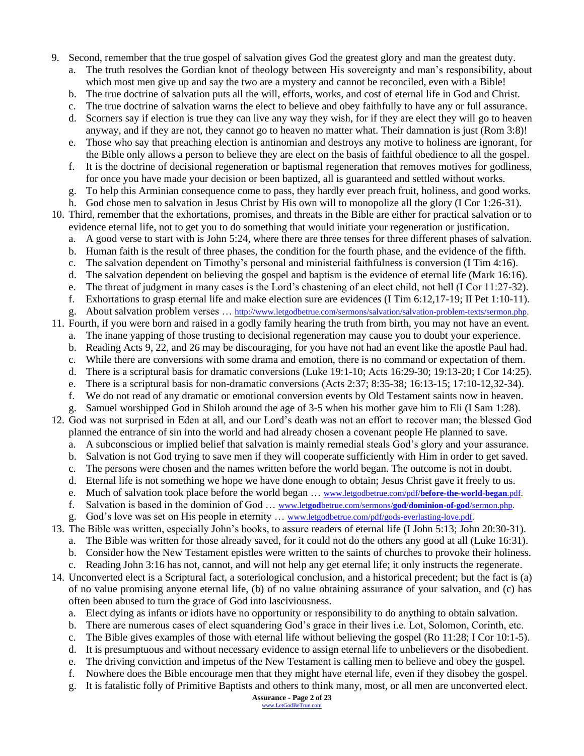9. Second, remember that the true gospel of salvation gives God the greatest glory and man the greatest duty.
   a. The truth resolves the Gordian knot of theology between His sovereignty and man's responsibility, about which most men give up and say the two are a mystery and cannot be reconciled, even with a Bible!
   b. The true doctrine of salvation puts all the will, efforts, works, and cost of eternal life in God and Christ.
   c. The true doctrine of salvation warns the elect to believe and obey faithfully to have any or full assurance.
   d. Scorners say if election is true they can live any way they wish, for if they are elect they will go to heaven anyway, and if they are not, they cannot go to heaven no matter what. Their damnation is just (Rom 3:8)!
   e. Those who say that preaching election is antinomian and destroys any motive to holiness are ignorant, for the Bible only allows a person to believe they are elect on the basis of faithful obedience to all the gospel.
   f. It is the doctrine of decisional regeneration or baptismal regeneration that removes motives for godliness, for once you have made your decision or been baptized, all is guaranteed and settled without works.
   g. To help this Arminian consequence come to pass, they hardly ever preach fruit, holiness, and good works.
   h. God chose men to salvation in Jesus Christ by His own will to monopolize all the glory (I Cor 1:26-31).
10. Third, remember that the exhortations, promises, and threats in the Bible are either for practical salvation or to evidence eternal life, not to get you to do something that would initiate your regeneration or justification.
   a. A good verse to start with is John 5:24, where there are three tenses for three different phases of salvation.
   b. Human faith is the result of three phases, the condition for the fourth phase, and the evidence of the fifth.
   c. The salvation dependent on Timothy's personal and ministerial faithfulness is conversion (I Tim 4:16).
   d. The salvation dependent on believing the gospel and baptism is the evidence of eternal life (Mark 16:16).
   e. The threat of judgment in many cases is the Lord's chastening of an elect child, not hell (I Cor 11:27-32).
   f. Exhortations to grasp eternal life and make election sure are evidences (I Tim 6:12,17-19; II Pet 1:10-11).
   g. About salvation problem verses … http://www.letgodbetrue.com/sermons/salvation/salvation-problem-texts/sermon.php.
11. Fourth, if you were born and raised in a godly family hearing the truth from birth, you may not have an event.
   a. The inane yapping of those trusting to decisional regeneration may cause you to doubt your experience.
   b. Reading Acts 9, 22, and 26 may be discouraging, for you have not had an event like the apostle Paul had.
   c. While there are conversions with some drama and emotion, there is no command or expectation of them.
   d. There is a scriptural basis for dramatic conversions (Luke 19:1-10; Acts 16:29-30; 19:13-20; I Cor 14:25).
   e. There is a scriptural basis for non-dramatic conversions (Acts 2:37; 8:35-38; 16:13-15; 17:10-12,32-34).
   f. We do not read of any dramatic or emotional conversion events by Old Testament saints now in heaven.
   g. Samuel worshipped God in Shiloh around the age of 3-5 when his mother gave him to Eli (I Sam 1:28).
12. God was not surprised in Eden at all, and our Lord's death was not an effort to recover man; the blessed God planned the entrance of sin into the world and had already chosen a covenant people He planned to save.
   a. A subconscious or implied belief that salvation is mainly remedial steals God's glory and your assurance.
   b. Salvation is not God trying to save men if they will cooperate sufficiently with Him in order to get saved.
   c. The persons were chosen and the names written before the world began. The outcome is not in doubt.
   d. Eternal life is not something we hope we have done enough to obtain; Jesus Christ gave it freely to us.
   e. Much of salvation took place before the world began … www.letgodbetrue.com/pdf/**before-the-world-began**.pdf.
   f. Salvation is based in the dominion of God … www.let**god**betrue.com/sermons/**god**/**dominion-of-god**/sermon.php.
   g. God's love was set on His people in eternity … www.letgodbetrue.com/pdf/gods-everlasting-love.pdf.
13. The Bible was written, especially John's books, to assure readers of eternal life (I John 5:13; John 20:30-31).
   a. The Bible was written for those already saved, for it could not do the others any good at all (Luke 16:31).
   b. Consider how the New Testament epistles were written to the saints of churches to provoke their holiness.
   c. Reading John 3:16 has not, cannot, and will not help any get eternal life; it only instructs the regenerate.
14. Unconverted elect is a Scriptural fact, a soteriological conclusion, and a historical precedent; but the fact is (a) of no value promising anyone eternal life, (b) of no value obtaining assurance of your salvation, and (c) has often been abused to turn the grace of God into lasciviousness.
   a. Elect dying as infants or idiots have no opportunity or responsibility to do anything to obtain salvation.
   b. There are numerous cases of elect squandering God's grace in their lives i.e. Lot, Solomon, Corinth, etc.
   c. The Bible gives examples of those with eternal life without believing the gospel (Ro 11:28; I Cor 10:1-5).
   d. It is presumptuous and without necessary evidence to assign eternal life to unbelievers or the disobedient.
   e. The driving conviction and impetus of the New Testament is calling men to believe and obey the gospel.
   f. Nowhere does the Bible encourage men that they might have eternal life, even if they disobey the gospel.
   g. It is fatalistic folly of Primitive Baptists and others to think many, most, or all men are unconverted elect.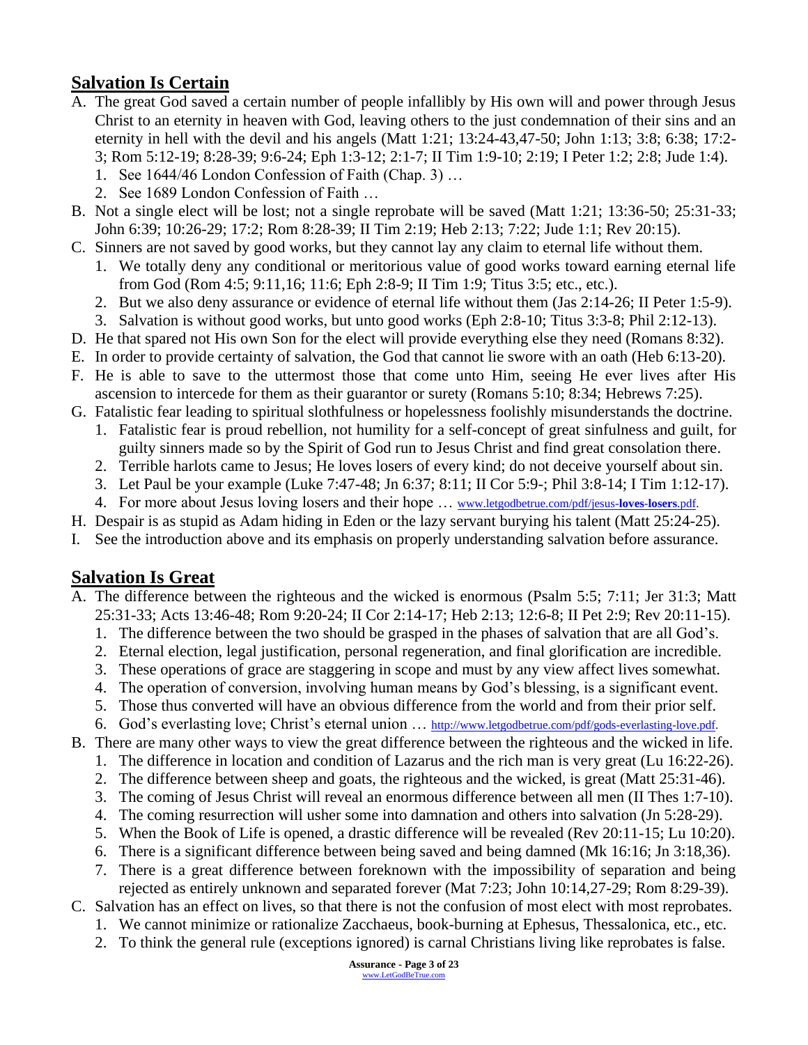## Salvation Is Certain

A. The great God saved a certain number of people infallibly by His own will and power through Jesus Christ to an eternity in heaven with God, leaving others to the just condemnation of their sins and an eternity in hell with the devil and his angels (Matt 1:21; 13:24-43,47-50; John 1:13; 3:8; 6:38; 17:2-3; Rom 5:12-19; 8:28-39; 9:6-24; Eph 1:3-12; 2:1-7; II Tim 1:9-10; 2:19; I Peter 1:2; 2:8; Jude 1:4).
   1. See 1644/46 London Confession of Faith (Chap. 3) …
   2. See 1689 London Confession of Faith …

B. Not a single elect will be lost; not a single reprobate will be saved (Matt 1:21; 13:36-50; 25:31-33; John 6:39; 10:26-29; 17:2; Rom 8:28-39; II Tim 2:19; Heb 2:13; 7:22; Jude 1:1; Rev 20:15).

C. Sinners are not saved by good works, but they cannot lay any claim to eternal life without them.
   1. We totally deny any conditional or meritorious value of good works toward earning eternal life from God (Rom 4:5; 9:11,16; 11:6; Eph 2:8-9; II Tim 1:9; Titus 3:5; etc., etc.).
   2. But we also deny assurance or evidence of eternal life without them (Jas 2:14-26; II Peter 1:5-9).
   3. Salvation is without good works, but unto good works (Eph 2:8-10; Titus 3:3-8; Phil 2:12-13).

D. He that spared not His own Son for the elect will provide everything else they need (Romans 8:32).

E. In order to provide certainty of salvation, the God that cannot lie swore with an oath (Heb 6:13-20).

F. He is able to save to the uttermost those that come unto Him, seeing He ever lives after His ascension to intercede for them as their guarantor or surety (Romans 5:10; 8:34; Hebrews 7:25).

G. Fatalistic fear leading to spiritual slothfulness or hopelessness foolishly misunderstands the doctrine.
   1. Fatalistic fear is proud rebellion, not humility for a self-concept of great sinfulness and guilt, for guilty sinners made so by the Spirit of God run to Jesus Christ and find great consolation there.
   2. Terrible harlots came to Jesus; He loves losers of every kind; do not deceive yourself about sin.
   3. Let Paul be your example (Luke 7:47-48; Jn 6:37; 8:11; II Cor 5:9-; Phil 3:8-14; I Tim 1:12-17).
   4. For more about Jesus loving losers and their hope … www.letgodbetrue.com/pdf/jesus-loves-losers.pdf.

H. Despair is as stupid as Adam hiding in Eden or the lazy servant burying his talent (Matt 25:24-25).

I. See the introduction above and its emphasis on properly understanding salvation before assurance.

## Salvation Is Great

A. The difference between the righteous and the wicked is enormous (Psalm 5:5; 7:11; Jer 31:3; Matt 25:31-33; Acts 13:46-48; Rom 9:20-24; II Cor 2:14-17; Heb 2:13; 12:6-8; II Pet 2:9; Rev 20:11-15).
   1. The difference between the two should be grasped in the phases of salvation that are all God's.
   2. Eternal election, legal justification, personal regeneration, and final glorification are incredible.
   3. These operations of grace are staggering in scope and must by any view affect lives somewhat.
   4. The operation of conversion, involving human means by God's blessing, is a significant event.
   5. Those thus converted will have an obvious difference from the world and from their prior self.
   6. God's everlasting love; Christ's eternal union … http://www.letgodbetrue.com/pdf/gods-everlasting-love.pdf.

B. There are many other ways to view the great difference between the righteous and the wicked in life.
   1. The difference in location and condition of Lazarus and the rich man is very great (Lu 16:22-26).
   2. The difference between sheep and goats, the righteous and the wicked, is great (Matt 25:31-46).
   3. The coming of Jesus Christ will reveal an enormous difference between all men (II Thes 1:7-10).
   4. The coming resurrection will usher some into damnation and others into salvation (Jn 5:28-29).
   5. When the Book of Life is opened, a drastic difference will be revealed (Rev 20:11-15; Lu 10:20).
   6. There is a significant difference between being saved and being damned (Mk 16:16; Jn 3:18,36).
   7. There is a great difference between foreknown with the impossibility of separation and being rejected as entirely unknown and separated forever (Mat 7:23; John 10:14,27-29; Rom 8:29-39).

C. Salvation has an effect on lives, so that there is not the confusion of most elect with most reprobates.
   1. We cannot minimize or rationalize Zacchaeus, book-burning at Ephesus, Thessalonica, etc., etc.
   2. To think the general rule (exceptions ignored) is carnal Christians living like reprobates is false.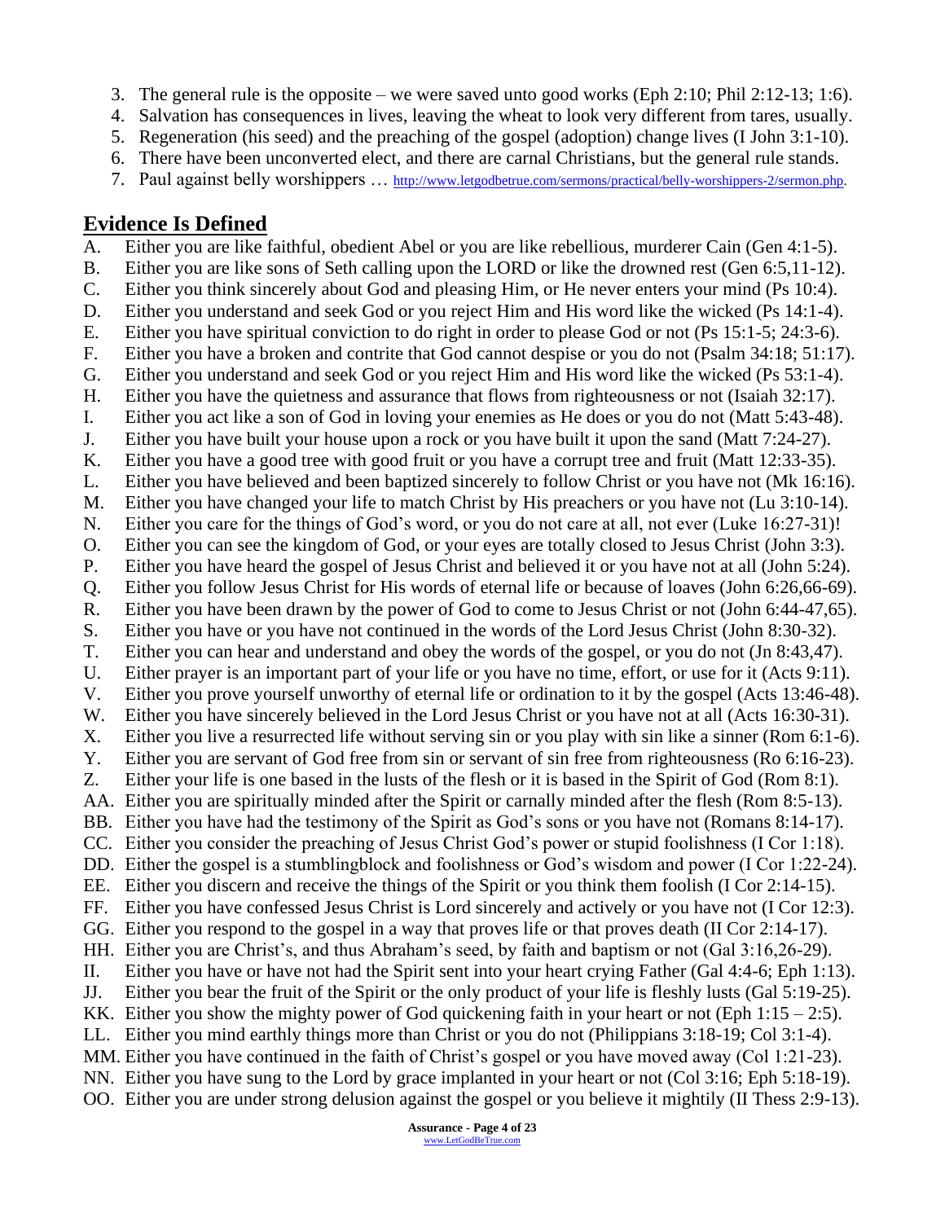3. The general rule is the opposite – we were saved unto good works (Eph 2:10; Phil 2:12-13; 1:6).
4. Salvation has consequences in lives, leaving the wheat to look very different from tares, usually.
5. Regeneration (his seed) and the preaching of the gospel (adoption) change lives (I John 3:1-10).
6. There have been unconverted elect, and there are carnal Christians, but the general rule stands.
7. Paul against belly worshippers … http://www.letgodbetrue.com/sermons/practical/belly-worshippers-2/sermon.php.

## Evidence Is Defined

A. Either you are like faithful, obedient Abel or you are like rebellious, murderer Cain (Gen 4:1-5).
B. Either you are like sons of Seth calling upon the LORD or like the drowned rest (Gen 6:5,11-12).
C. Either you think sincerely about God and pleasing Him, or He never enters your mind (Ps 10:4).
D. Either you understand and seek God or you reject Him and His word like the wicked (Ps 14:1-4).
E. Either you have spiritual conviction to do right in order to please God or not (Ps 15:1-5; 24:3-6).
F. Either you have a broken and contrite that God cannot despise or you do not (Psalm 34:18; 51:17).
G. Either you understand and seek God or you reject Him and His word like the wicked (Ps 53:1-4).
H. Either you have the quietness and assurance that flows from righteousness or not (Isaiah 32:17).
I. Either you act like a son of God in loving your enemies as He does or you do not (Matt 5:43-48).
J. Either you have built your house upon a rock or you have built it upon the sand (Matt 7:24-27).
K. Either you have a good tree with good fruit or you have a corrupt tree and fruit (Matt 12:33-35).
L. Either you have believed and been baptized sincerely to follow Christ or you have not (Mk 16:16).
M. Either you have changed your life to match Christ by His preachers or you have not (Lu 3:10-14).
N. Either you care for the things of God's word, or you do not care at all, not ever (Luke 16:27-31)!
O. Either you can see the kingdom of God, or your eyes are totally closed to Jesus Christ (John 3:3).
P. Either you have heard the gospel of Jesus Christ and believed it or you have not at all (John 5:24).
Q. Either you follow Jesus Christ for His words of eternal life or because of loaves (John 6:26,66-69).
R. Either you have been drawn by the power of God to come to Jesus Christ or not (John 6:44-47,65).
S. Either you have or you have not continued in the words of the Lord Jesus Christ (John 8:30-32).
T. Either you can hear and understand and obey the words of the gospel, or you do not (Jn 8:43,47).
U. Either prayer is an important part of your life or you have no time, effort, or use for it (Acts 9:11).
V. Either you prove yourself unworthy of eternal life or ordination to it by the gospel (Acts 13:46-48).
W. Either you have sincerely believed in the Lord Jesus Christ or you have not at all (Acts 16:30-31).
X. Either you live a resurrected life without serving sin or you play with sin like a sinner (Rom 6:1-6).
Y. Either you are servant of God free from sin or servant of sin free from righteousness (Ro 6:16-23).
Z. Either your life is one based in the lusts of the flesh or it is based in the Spirit of God (Rom 8:1).
AA. Either you are spiritually minded after the Spirit or carnally minded after the flesh (Rom 8:5-13).
BB. Either you have had the testimony of the Spirit as God's sons or you have not (Romans 8:14-17).
CC. Either you consider the preaching of Jesus Christ God's power or stupid foolishness (I Cor 1:18).
DD. Either the gospel is a stumblingblock and foolishness or God's wisdom and power (I Cor 1:22-24).
EE. Either you discern and receive the things of the Spirit or you think them foolish (I Cor 2:14-15).
FF. Either you have confessed Jesus Christ is Lord sincerely and actively or you have not (I Cor 12:3).
GG. Either you respond to the gospel in a way that proves life or that proves death (II Cor 2:14-17).
HH. Either you are Christ's, and thus Abraham's seed, by faith and baptism or not (Gal 3:16,26-29).
II. Either you have or have not had the Spirit sent into your heart crying Father (Gal 4:4-6; Eph 1:13).
JJ. Either you bear the fruit of the Spirit or the only product of your life is fleshly lusts (Gal 5:19-25).
KK. Either you show the mighty power of God quickening faith in your heart or not (Eph 1:15 – 2:5).
LL. Either you mind earthly things more than Christ or you do not (Philippians 3:18-19; Col 3:1-4).
MM. Either you have continued in the faith of Christ's gospel or you have moved away (Col 1:21-23).
NN. Either you have sung to the Lord by grace implanted in your heart or not (Col 3:16; Eph 5:18-19).
OO. Either you are under strong delusion against the gospel or you believe it mightily (II Thess 2:9-13).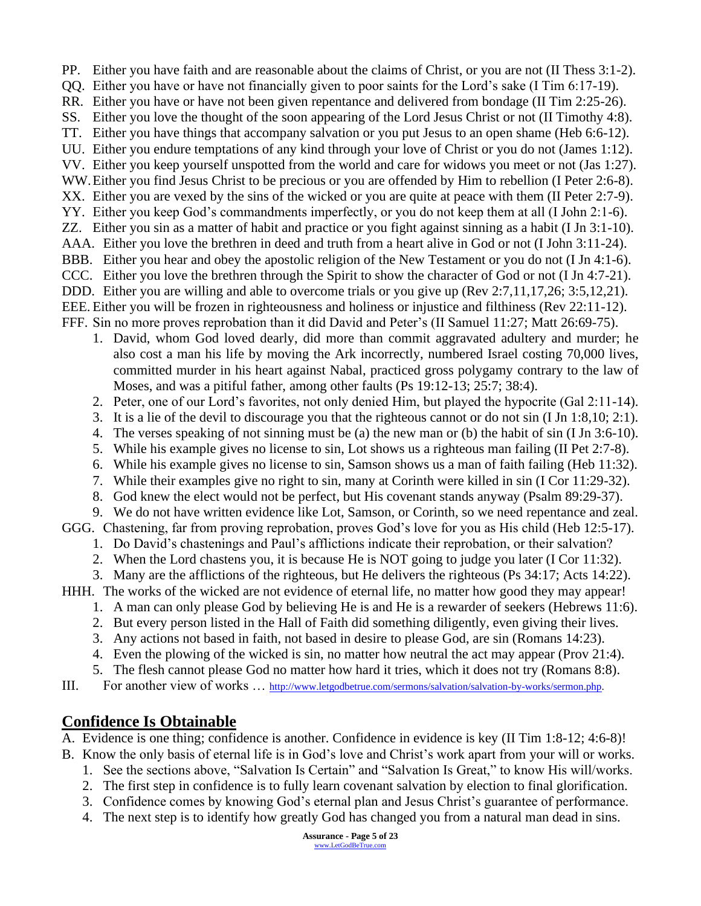PP. Either you have faith and are reasonable about the claims of Christ, or you are not (II Thess 3:1-2).

QQ. Either you have or have not financially given to poor saints for the Lord's sake (I Tim 6:17-19).

RR. Either you have or have not been given repentance and delivered from bondage (II Tim 2:25-26).

SS. Either you love the thought of the soon appearing of the Lord Jesus Christ or not (II Timothy 4:8).

TT. Either you have things that accompany salvation or you put Jesus to an open shame (Heb 6:6-12).

UU. Either you endure temptations of any kind through your love of Christ or you do not (James 1:12).

VV. Either you keep yourself unspotted from the world and care for widows you meet or not (Jas 1:27).

WW. Either you find Jesus Christ to be precious or you are offended by Him to rebellion (I Peter 2:6-8).

XX. Either you are vexed by the sins of the wicked or you are quite at peace with them (II Peter 2:7-9).

YY. Either you keep God's commandments imperfectly, or you do not keep them at all (I John 2:1-6).

ZZ. Either you sin as a matter of habit and practice or you fight against sinning as a habit (I Jn 3:1-10).

AAA. Either you love the brethren in deed and truth from a heart alive in God or not (I John 3:11-24).

BBB. Either you hear and obey the apostolic religion of the New Testament or you do not (I Jn 4:1-6).

CCC. Either you love the brethren through the Spirit to show the character of God or not (I Jn 4:7-21).

DDD. Either you are willing and able to overcome trials or you give up (Rev 2:7,11,17,26; 3:5,12,21).

EEE. Either you will be frozen in righteousness and holiness or injustice and filthiness (Rev 22:11-12).

FFF. Sin no more proves reprobation than it did David and Peter's (II Samuel 11:27; Matt 26:69-75).

1. David, whom God loved dearly, did more than commit aggravated adultery and murder; he also cost a man his life by moving the Ark incorrectly, numbered Israel costing 70,000 lives, committed murder in his heart against Nabal, practiced gross polygamy contrary to the law of Moses, and was a pitiful father, among other faults (Ps 19:12-13; 25:7; 38:4).
2. Peter, one of our Lord's favorites, not only denied Him, but played the hypocrite (Gal 2:11-14).
3. It is a lie of the devil to discourage you that the righteous cannot or do not sin (I Jn 1:8,10; 2:1).
4. The verses speaking of not sinning must be (a) the new man or (b) the habit of sin (I Jn 3:6-10).
5. While his example gives no license to sin, Lot shows us a righteous man failing (II Pet 2:7-8).
6. While his example gives no license to sin, Samson shows us a man of faith failing (Heb 11:32).
7. While their examples give no right to sin, many at Corinth were killed in sin (I Cor 11:29-32).
8. God knew the elect would not be perfect, but His covenant stands anyway (Psalm 89:29-37).
9. We do not have written evidence like Lot, Samson, or Corinth, so we need repentance and zeal.

GGG. Chastening, far from proving reprobation, proves God's love for you as His child (Heb 12:5-17).

1. Do David's chastenings and Paul's afflictions indicate their reprobation, or their salvation?
2. When the Lord chastens you, it is because He is NOT going to judge you later (I Cor 11:32).
3. Many are the afflictions of the righteous, but He delivers the righteous (Ps 34:17; Acts 14:22).

HHH. The works of the wicked are not evidence of eternal life, no matter how good they may appear!

1. A man can only please God by believing He is and He is a rewarder of seekers (Hebrews 11:6).
2. But every person listed in the Hall of Faith did something diligently, even giving their lives.
3. Any actions not based in faith, not based in desire to please God, are sin (Romans 14:23).
4. Even the plowing of the wicked is sin, no matter how neutral the act may appear (Prov 21:4).
5. The flesh cannot please God no matter how hard it tries, which it does not try (Romans 8:8).

III. For another view of works … http://www.letgodbetrue.com/sermons/salvation/salvation-by-works/sermon.php.

## Confidence Is Obtainable

A. Evidence is one thing; confidence is another. Confidence in evidence is key (II Tim 1:8-12; 4:6-8)!

B. Know the only basis of eternal life is in God's love and Christ's work apart from your will or works.

1. See the sections above, "Salvation Is Certain" and "Salvation Is Great," to know His will/works.
2. The first step in confidence is to fully learn covenant salvation by election to final glorification.
3. Confidence comes by knowing God's eternal plan and Jesus Christ's guarantee of performance.
4. The next step is to identify how greatly God has changed you from a natural man dead in sins.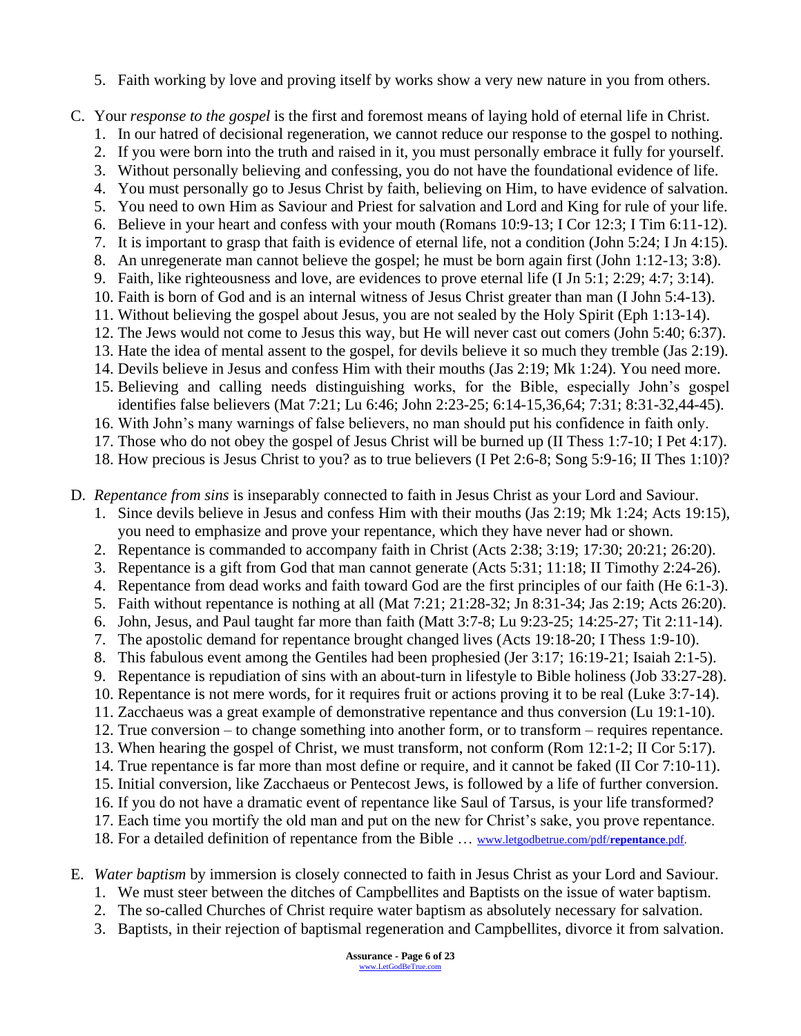5. Faith working by love and proving itself by works show a very new nature in you from others.

C. Your *response to the gospel* is the first and foremost means of laying hold of eternal life in Christ.
   1. In our hatred of decisional regeneration, we cannot reduce our response to the gospel to nothing.
   2. If you were born into the truth and raised in it, you must personally embrace it fully for yourself.
   3. Without personally believing and confessing, you do not have the foundational evidence of life.
   4. You must personally go to Jesus Christ by faith, believing on Him, to have evidence of salvation.
   5. You need to own Him as Saviour and Priest for salvation and Lord and King for rule of your life.
   6. Believe in your heart and confess with your mouth (Romans 10:9-13; I Cor 12:3; I Tim 6:11-12).
   7. It is important to grasp that faith is evidence of eternal life, not a condition (John 5:24; I Jn 4:15).
   8. An unregenerate man cannot believe the gospel; he must be born again first (John 1:12-13; 3:8).
   9. Faith, like righteousness and love, are evidences to prove eternal life (I Jn 5:1; 2:29; 4:7; 3:14).
   10. Faith is born of God and is an internal witness of Jesus Christ greater than man (I John 5:4-13).
   11. Without believing the gospel about Jesus, you are not sealed by the Holy Spirit (Eph 1:13-14).
   12. The Jews would not come to Jesus this way, but He will never cast out comers (John 5:40; 6:37).
   13. Hate the idea of mental assent to the gospel, for devils believe it so much they tremble (Jas 2:19).
   14. Devils believe in Jesus and confess Him with their mouths (Jas 2:19; Mk 1:24). You need more.
   15. Believing and calling needs distinguishing works, for the Bible, especially John's gospel identifies false believers (Mat 7:21; Lu 6:46; John 2:23-25; 6:14-15,36,64; 7:31; 8:31-32,44-45).
   16. With John's many warnings of false believers, no man should put his confidence in faith only.
   17. Those who do not obey the gospel of Jesus Christ will be burned up (II Thess 1:7-10; I Pet 4:17).
   18. How precious is Jesus Christ to you? as to true believers (I Pet 2:6-8; Song 5:9-16; II Thes 1:10)?

D. *Repentance from sins* is inseparably connected to faith in Jesus Christ as your Lord and Saviour.
   1. Since devils believe in Jesus and confess Him with their mouths (Jas 2:19; Mk 1:24; Acts 19:15), you need to emphasize and prove your repentance, which they have never had or shown.
   2. Repentance is commanded to accompany faith in Christ (Acts 2:38; 3:19; 17:30; 20:21; 26:20).
   3. Repentance is a gift from God that man cannot generate (Acts 5:31; 11:18; II Timothy 2:24-26).
   4. Repentance from dead works and faith toward God are the first principles of our faith (He 6:1-3).
   5. Faith without repentance is nothing at all (Mat 7:21; 21:28-32; Jn 8:31-34; Jas 2:19; Acts 26:20).
   6. John, Jesus, and Paul taught far more than faith (Matt 3:7-8; Lu 9:23-25; 14:25-27; Tit 2:11-14).
   7. The apostolic demand for repentance brought changed lives (Acts 19:18-20; I Thess 1:9-10).
   8. This fabulous event among the Gentiles had been prophesied (Jer 3:17; 16:19-21; Isaiah 2:1-5).
   9. Repentance is repudiation of sins with an about-turn in lifestyle to Bible holiness (Job 33:27-28).
   10. Repentance is not mere words, for it requires fruit or actions proving it to be real (Luke 3:7-14).
   11. Zacchaeus was a great example of demonstrative repentance and thus conversion (Lu 19:1-10).
   12. True conversion – to change something into another form, or to transform – requires repentance.
   13. When hearing the gospel of Christ, we must transform, not conform (Rom 12:1-2; II Cor 5:17).
   14. True repentance is far more than most define or require, and it cannot be faked (II Cor 7:10-11).
   15. Initial conversion, like Zacchaeus or Pentecost Jews, is followed by a life of further conversion.
   16. If you do not have a dramatic event of repentance like Saul of Tarsus, is your life transformed?
   17. Each time you mortify the old man and put on the new for Christ's sake, you prove repentance.
   18. For a detailed definition of repentance from the Bible … www.letgodbetrue.com/pdf/**repentance**.pdf.

E. *Water baptism* by immersion is closely connected to faith in Jesus Christ as your Lord and Saviour.
   1. We must steer between the ditches of Campbellites and Baptists on the issue of water baptism.
   2. The so-called Churches of Christ require water baptism as absolutely necessary for salvation.
   3. Baptists, in their rejection of baptismal regeneration and Campbellites, divorce it from salvation.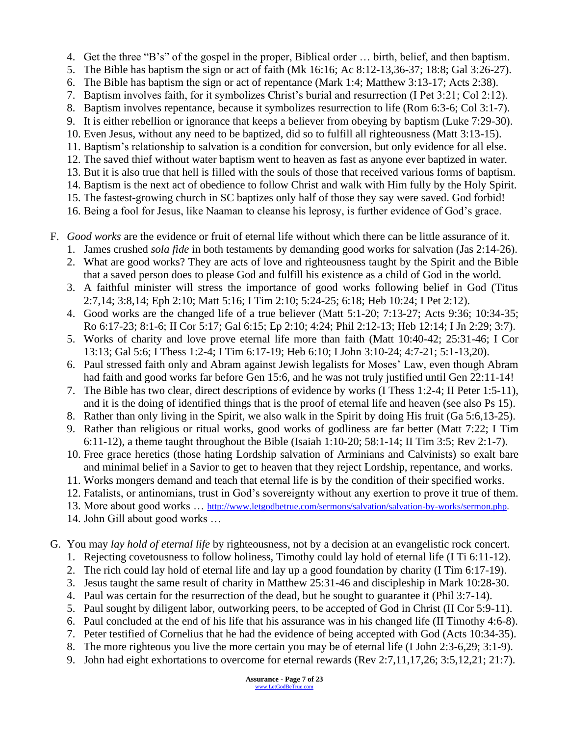4. Get the three "B's" of the gospel in the proper, Biblical order … birth, belief, and then baptism.
5. The Bible has baptism the sign or act of faith (Mk 16:16; Ac 8:12-13,36-37; 18:8; Gal 3:26-27).
6. The Bible has baptism the sign or act of repentance (Mark 1:4; Matthew 3:13-17; Acts 2:38).
7. Baptism involves faith, for it symbolizes Christ's burial and resurrection (I Pet 3:21; Col 2:12).
8. Baptism involves repentance, because it symbolizes resurrection to life (Rom 6:3-6; Col 3:1-7).
9. It is either rebellion or ignorance that keeps a believer from obeying by baptism (Luke 7:29-30).
10. Even Jesus, without any need to be baptized, did so to fulfill all righteousness (Matt 3:13-15).
11. Baptism's relationship to salvation is a condition for conversion, but only evidence for all else.
12. The saved thief without water baptism went to heaven as fast as anyone ever baptized in water.
13. But it is also true that hell is filled with the souls of those that received various forms of baptism.
14. Baptism is the next act of obedience to follow Christ and walk with Him fully by the Holy Spirit.
15. The fastest-growing church in SC baptizes only half of those they say were saved. God forbid!
16. Being a fool for Jesus, like Naaman to cleanse his leprosy, is further evidence of God's grace.

F. *Good works* are the evidence or fruit of eternal life without which there can be little assurance of it.
   1. James crushed *sola fide* in both testaments by demanding good works for salvation (Jas 2:14-26).
   2. What are good works? They are acts of love and righteousness taught by the Spirit and the Bible that a saved person does to please God and fulfill his existence as a child of God in the world.
   3. A faithful minister will stress the importance of good works following belief in God (Titus 2:7,14; 3:8,14; Eph 2:10; Matt 5:16; I Tim 2:10; 5:24-25; 6:18; Heb 10:24; I Pet 2:12).
   4. Good works are the changed life of a true believer (Matt 5:1-20; 7:13-27; Acts 9:36; 10:34-35; Ro 6:17-23; 8:1-6; II Cor 5:17; Gal 6:15; Ep 2:10; 4:24; Phil 2:12-13; Heb 12:14; I Jn 2:29; 3:7).
   5. Works of charity and love prove eternal life more than faith (Matt 10:40-42; 25:31-46; I Cor 13:13; Gal 5:6; I Thess 1:2-4; I Tim 6:17-19; Heb 6:10; I John 3:10-24; 4:7-21; 5:1-13,20).
   6. Paul stressed faith only and Abram against Jewish legalists for Moses' Law, even though Abram had faith and good works far before Gen 15:6, and he was not truly justified until Gen 22:11-14!
   7. The Bible has two clear, direct descriptions of evidence by works (I Thess 1:2-4; II Peter 1:5-11), and it is the doing of identified things that is the proof of eternal life and heaven (see also Ps 15).
   8. Rather than only living in the Spirit, we also walk in the Spirit by doing His fruit (Ga 5:6,13-25).
   9. Rather than religious or ritual works, good works of godliness are far better (Matt 7:22; I Tim 6:11-12), a theme taught throughout the Bible (Isaiah 1:10-20; 58:1-14; II Tim 3:5; Rev 2:1-7).
   10. Free grace heretics (those hating Lordship salvation of Arminians and Calvinists) so exalt bare and minimal belief in a Savior to get to heaven that they reject Lordship, repentance, and works.
   11. Works mongers demand and teach that eternal life is by the condition of their specified works.
   12. Fatalists, or antinomians, trust in God's sovereignty without any exertion to prove it true of them.
   13. More about good works … http://www.letgodbetrue.com/sermons/salvation/salvation-by-works/sermon.php.
   14. John Gill about good works …

G. You may *lay hold of eternal life* by righteousness, not by a decision at an evangelistic rock concert.
   1. Rejecting covetousness to follow holiness, Timothy could lay hold of eternal life (I Ti 6:11-12).
   2. The rich could lay hold of eternal life and lay up a good foundation by charity (I Tim 6:17-19).
   3. Jesus taught the same result of charity in Matthew 25:31-46 and discipleship in Mark 10:28-30.
   4. Paul was certain for the resurrection of the dead, but he sought to guarantee it (Phil 3:7-14).
   5. Paul sought by diligent labor, outworking peers, to be accepted of God in Christ (II Cor 5:9-11).
   6. Paul concluded at the end of his life that his assurance was in his changed life (II Timothy 4:6-8).
   7. Peter testified of Cornelius that he had the evidence of being accepted with God (Acts 10:34-35).
   8. The more righteous you live the more certain you may be of eternal life (I John 2:3-6,29; 3:1-9).
   9. John had eight exhortations to overcome for eternal rewards (Rev 2:7,11,17,26; 3:5,12,21; 21:7).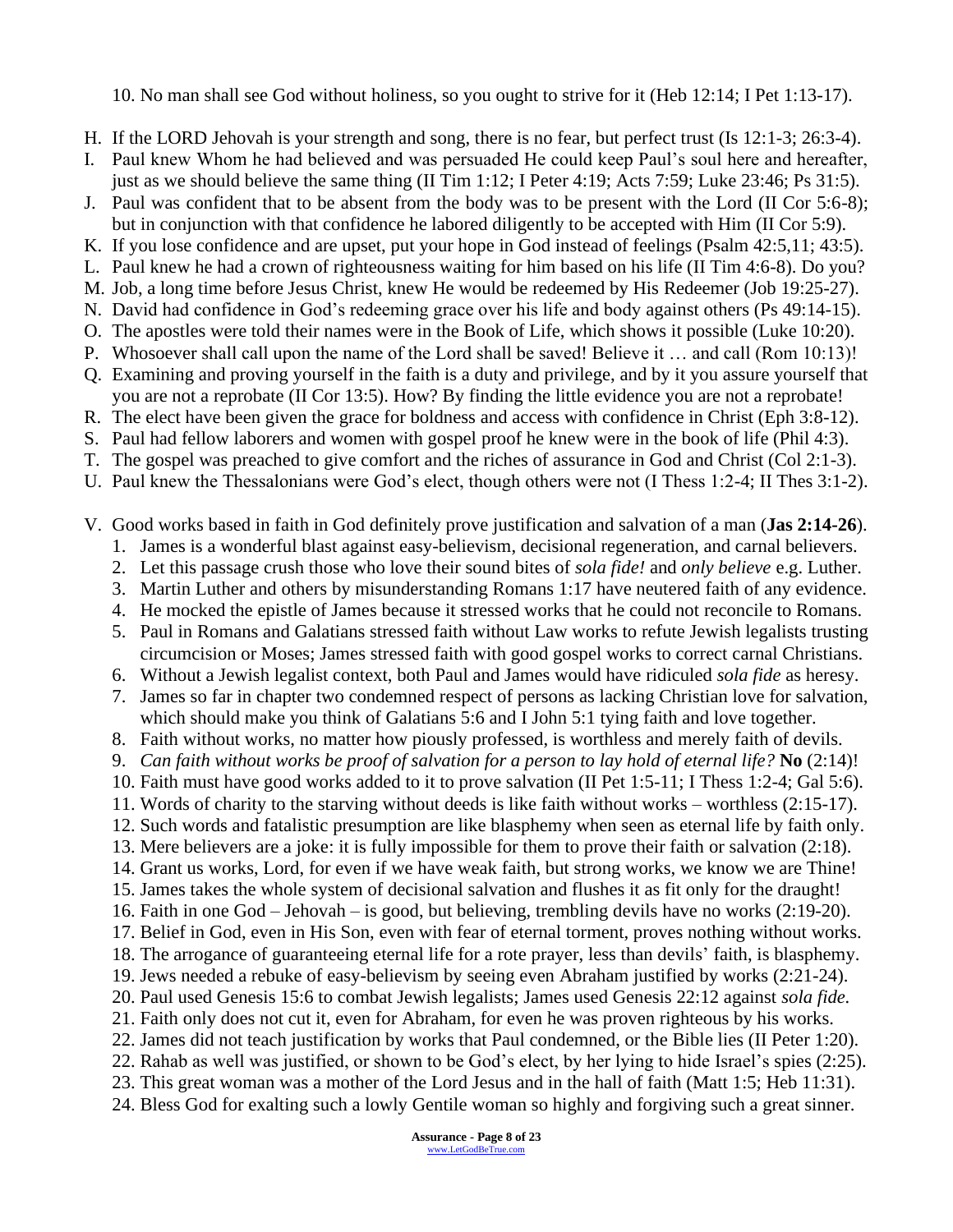10. No man shall see God without holiness, so you ought to strive for it (Heb 12:14; I Pet 1:13-17).

H. If the LORD Jehovah is your strength and song, there is no fear, but perfect trust (Is 12:1-3; 26:3-4).
I. Paul knew Whom he had believed and was persuaded He could keep Paul's soul here and hereafter, just as we should believe the same thing (II Tim 1:12; I Peter 4:19; Acts 7:59; Luke 23:46; Ps 31:5).
J. Paul was confident that to be absent from the body was to be present with the Lord (II Cor 5:6-8); but in conjunction with that confidence he labored diligently to be accepted with Him (II Cor 5:9).
K. If you lose confidence and are upset, put your hope in God instead of feelings (Psalm 42:5,11; 43:5).
L. Paul knew he had a crown of righteousness waiting for him based on his life (II Tim 4:6-8). Do you?
M. Job, a long time before Jesus Christ, knew He would be redeemed by His Redeemer (Job 19:25-27).
N. David had confidence in God's redeeming grace over his life and body against others (Ps 49:14-15).
O. The apostles were told their names were in the Book of Life, which shows it possible (Luke 10:20).
P. Whosoever shall call upon the name of the Lord shall be saved! Believe it … and call (Rom 10:13)!
Q. Examining and proving yourself in the faith is a duty and privilege, and by it you assure yourself that you are not a reprobate (II Cor 13:5). How? By finding the little evidence you are not a reprobate!
R. The elect have been given the grace for boldness and access with confidence in Christ (Eph 3:8-12).
S. Paul had fellow laborers and women with gospel proof he knew were in the book of life (Phil 4:3).
T. The gospel was preached to give comfort and the riches of assurance in God and Christ (Col 2:1-3).
U. Paul knew the Thessalonians were God's elect, though others were not (I Thess 1:2-4; II Thes 3:1-2).

V. Good works based in faith in God definitely prove justification and salvation of a man (**Jas 2:14-26**).
   1. James is a wonderful blast against easy-believism, decisional regeneration, and carnal believers.
   2. Let this passage crush those who love their sound bites of *sola fide!* and *only believe* e.g. Luther.
   3. Martin Luther and others by misunderstanding Romans 1:17 have neutered faith of any evidence.
   4. He mocked the epistle of James because it stressed works that he could not reconcile to Romans.
   5. Paul in Romans and Galatians stressed faith without Law works to refute Jewish legalists trusting circumcision or Moses; James stressed faith with good gospel works to correct carnal Christians.
   6. Without a Jewish legalist context, both Paul and James would have ridiculed *sola fide* as heresy.
   7. James so far in chapter two condemned respect of persons as lacking Christian love for salvation, which should make you think of Galatians 5:6 and I John 5:1 tying faith and love together.
   8. Faith without works, no matter how piously professed, is worthless and merely faith of devils.
   9. *Can faith without works be proof of salvation for a person to lay hold of eternal life?* **No** (2:14)!
   10. Faith must have good works added to it to prove salvation (II Pet 1:5-11; I Thess 1:2-4; Gal 5:6).
   11. Words of charity to the starving without deeds is like faith without works – worthless (2:15-17).
   12. Such words and fatalistic presumption are like blasphemy when seen as eternal life by faith only.
   13. Mere believers are a joke: it is fully impossible for them to prove their faith or salvation (2:18).
   14. Grant us works, Lord, for even if we have weak faith, but strong works, we know we are Thine!
   15. James takes the whole system of decisional salvation and flushes it as fit only for the draught!
   16. Faith in one God – Jehovah – is good, but believing, trembling devils have no works (2:19-20).
   17. Belief in God, even in His Son, even with fear of eternal torment, proves nothing without works.
   18. The arrogance of guaranteeing eternal life for a rote prayer, less than devils' faith, is blasphemy.
   19. Jews needed a rebuke of easy-believism by seeing even Abraham justified by works (2:21-24).
   20. Paul used Genesis 15:6 to combat Jewish legalists; James used Genesis 22:12 against *sola fide.*
   21. Faith only does not cut it, even for Abraham, for even he was proven righteous by his works.
   22. James did not teach justification by works that Paul condemned, or the Bible lies (II Peter 1:20).
   22. Rahab as well was justified, or shown to be God's elect, by her lying to hide Israel's spies (2:25).
   23. This great woman was a mother of the Lord Jesus and in the hall of faith (Matt 1:5; Heb 11:31).
   24. Bless God for exalting such a lowly Gentile woman so highly and forgiving such a great sinner.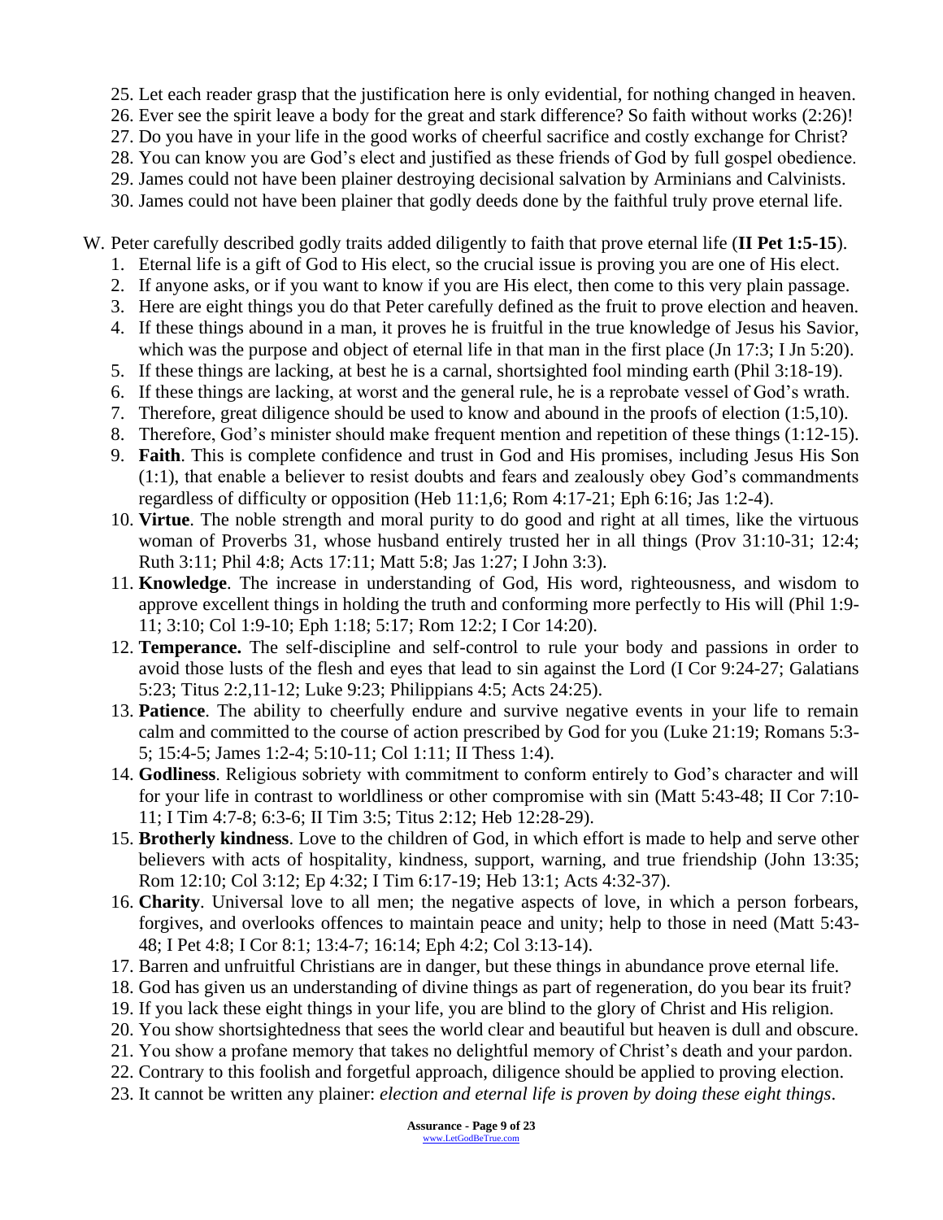25. Let each reader grasp that the justification here is only evidential, for nothing changed in heaven.
26. Ever see the spirit leave a body for the great and stark difference? So faith without works (2:26)!
27. Do you have in your life in the good works of cheerful sacrifice and costly exchange for Christ?
28. You can know you are God's elect and justified as these friends of God by full gospel obedience.
29. James could not have been plainer destroying decisional salvation by Arminians and Calvinists.
30. James could not have been plainer that godly deeds done by the faithful truly prove eternal life.

W. Peter carefully described godly traits added diligently to faith that prove eternal life (**II Pet 1:5-15**).

1. Eternal life is a gift of God to His elect, so the crucial issue is proving you are one of His elect.
2. If anyone asks, or if you want to know if you are His elect, then come to this very plain passage.
3. Here are eight things you do that Peter carefully defined as the fruit to prove election and heaven.
4. If these things abound in a man, it proves he is fruitful in the true knowledge of Jesus his Savior, which was the purpose and object of eternal life in that man in the first place (Jn 17:3; I Jn 5:20).
5. If these things are lacking, at best he is a carnal, shortsighted fool minding earth (Phil 3:18-19).
6. If these things are lacking, at worst and the general rule, he is a reprobate vessel of God's wrath.
7. Therefore, great diligence should be used to know and abound in the proofs of election (1:5,10).
8. Therefore, God's minister should make frequent mention and repetition of these things (1:12-15).
9. **Faith**. This is complete confidence and trust in God and His promises, including Jesus His Son (1:1), that enable a believer to resist doubts and fears and zealously obey God's commandments regardless of difficulty or opposition (Heb 11:1,6; Rom 4:17-21; Eph 6:16; Jas 1:2-4).
10. **Virtue**. The noble strength and moral purity to do good and right at all times, like the virtuous woman of Proverbs 31, whose husband entirely trusted her in all things (Prov 31:10-31; 12:4; Ruth 3:11; Phil 4:8; Acts 17:11; Matt 5:8; Jas 1:27; I John 3:3).
11. **Knowledge**. The increase in understanding of God, His word, righteousness, and wisdom to approve excellent things in holding the truth and conforming more perfectly to His will (Phil 1:9-11; 3:10; Col 1:9-10; Eph 1:18; 5:17; Rom 12:2; I Cor 14:20).
12. **Temperance.** The self-discipline and self-control to rule your body and passions in order to avoid those lusts of the flesh and eyes that lead to sin against the Lord (I Cor 9:24-27; Galatians 5:23; Titus 2:2,11-12; Luke 9:23; Philippians 4:5; Acts 24:25).
13. **Patience**. The ability to cheerfully endure and survive negative events in your life to remain calm and committed to the course of action prescribed by God for you (Luke 21:19; Romans 5:3-5; 15:4-5; James 1:2-4; 5:10-11; Col 1:11; II Thess 1:4).
14. **Godliness**. Religious sobriety with commitment to conform entirely to God's character and will for your life in contrast to worldliness or other compromise with sin (Matt 5:43-48; II Cor 7:10-11; I Tim 4:7-8; 6:3-6; II Tim 3:5; Titus 2:12; Heb 12:28-29).
15. **Brotherly kindness**. Love to the children of God, in which effort is made to help and serve other believers with acts of hospitality, kindness, support, warning, and true friendship (John 13:35; Rom 12:10; Col 3:12; Ep 4:32; I Tim 6:17-19; Heb 13:1; Acts 4:32-37).
16. **Charity**. Universal love to all men; the negative aspects of love, in which a person forbears, forgives, and overlooks offences to maintain peace and unity; help to those in need (Matt 5:43-48; I Pet 4:8; I Cor 8:1; 13:4-7; 16:14; Eph 4:2; Col 3:13-14).
17. Barren and unfruitful Christians are in danger, but these things in abundance prove eternal life.
18. God has given us an understanding of divine things as part of regeneration, do you bear its fruit?
19. If you lack these eight things in your life, you are blind to the glory of Christ and His religion.
20. You show shortsightedness that sees the world clear and beautiful but heaven is dull and obscure.
21. You show a profane memory that takes no delightful memory of Christ's death and your pardon.
22. Contrary to this foolish and forgetful approach, diligence should be applied to proving election.
23. It cannot be written any plainer: *election and eternal life is proven by doing these eight things*.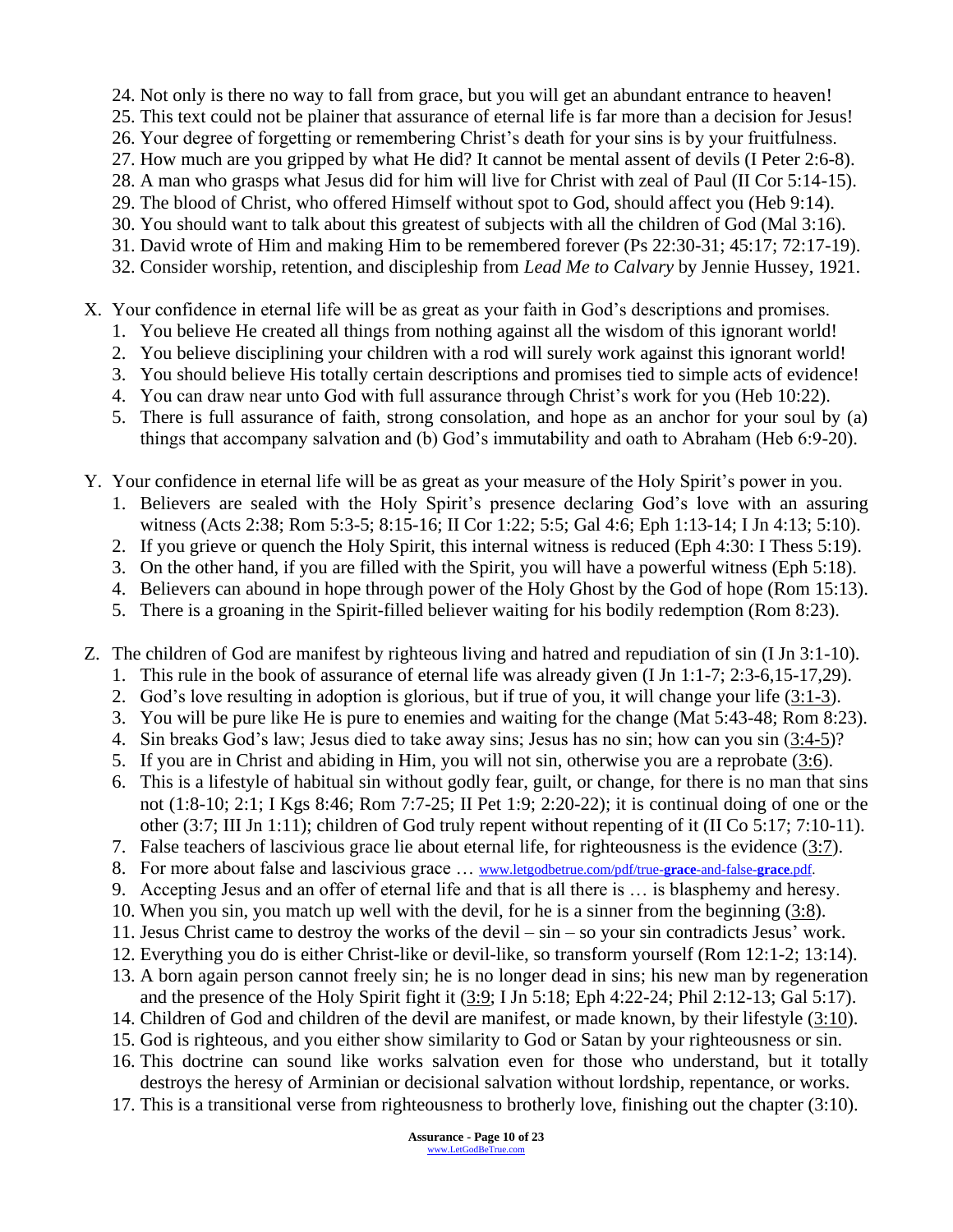24. Not only is there no way to fall from grace, but you will get an abundant entrance to heaven!
25. This text could not be plainer that assurance of eternal life is far more than a decision for Jesus!
26. Your degree of forgetting or remembering Christ's death for your sins is by your fruitfulness.
27. How much are you gripped by what He did? It cannot be mental assent of devils (I Peter 2:6-8).
28. A man who grasps what Jesus did for him will live for Christ with zeal of Paul (II Cor 5:14-15).
29. The blood of Christ, who offered Himself without spot to God, should affect you (Heb 9:14).
30. You should want to talk about this greatest of subjects with all the children of God (Mal 3:16).
31. David wrote of Him and making Him to be remembered forever (Ps 22:30-31; 45:17; 72:17-19).
32. Consider worship, retention, and discipleship from *Lead Me to Calvary* by Jennie Hussey, 1921.

X. Your confidence in eternal life will be as great as your faith in God's descriptions and promises.
   1. You believe He created all things from nothing against all the wisdom of this ignorant world!
   2. You believe disciplining your children with a rod will surely work against this ignorant world!
   3. You should believe His totally certain descriptions and promises tied to simple acts of evidence!
   4. You can draw near unto God with full assurance through Christ's work for you (Heb 10:22).
   5. There is full assurance of faith, strong consolation, and hope as an anchor for your soul by (a) things that accompany salvation and (b) God's immutability and oath to Abraham (Heb 6:9-20).

Y. Your confidence in eternal life will be as great as your measure of the Holy Spirit's power in you.
   1. Believers are sealed with the Holy Spirit's presence declaring God's love with an assuring witness (Acts 2:38; Rom 5:3-5; 8:15-16; II Cor 1:22; 5:5; Gal 4:6; Eph 1:13-14; I Jn 4:13; 5:10).
   2. If you grieve or quench the Holy Spirit, this internal witness is reduced (Eph 4:30: I Thess 5:19).
   3. On the other hand, if you are filled with the Spirit, you will have a powerful witness (Eph 5:18).
   4. Believers can abound in hope through power of the Holy Ghost by the God of hope (Rom 15:13).
   5. There is a groaning in the Spirit-filled believer waiting for his bodily redemption (Rom 8:23).

Z. The children of God are manifest by righteous living and hatred and repudiation of sin (I Jn 3:1-10).
   1. This rule in the book of assurance of eternal life was already given (I Jn 1:1-7; 2:3-6,15-17,29).
   2. God's love resulting in adoption is glorious, but if true of you, it will change your life (3:1-3).
   3. You will be pure like He is pure to enemies and waiting for the change (Mat 5:43-48; Rom 8:23).
   4. Sin breaks God's law; Jesus died to take away sins; Jesus has no sin; how can you sin (3:4-5)?
   5. If you are in Christ and abiding in Him, you will not sin, otherwise you are a reprobate (3:6).
   6. This is a lifestyle of habitual sin without godly fear, guilt, or change, for there is no man that sins not (1:8-10; 2:1; I Kgs 8:46; Rom 7:7-25; II Pet 1:9; 2:20-22); it is continual doing of one or the other (3:7; III Jn 1:11); children of God truly repent without repenting of it (II Co 5:17; 7:10-11).
   7. False teachers of lascivious grace lie about eternal life, for righteousness is the evidence (3:7).
   8. For more about false and lascivious grace … www.letgodbetrue.com/pdf/true-**grace**-and-false-**grace**.pdf.
   9. Accepting Jesus and an offer of eternal life and that is all there is … is blasphemy and heresy.
   10. When you sin, you match up well with the devil, for he is a sinner from the beginning (3:8).
   11. Jesus Christ came to destroy the works of the devil – sin – so your sin contradicts Jesus' work.
   12. Everything you do is either Christ-like or devil-like, so transform yourself (Rom 12:1-2; 13:14).
   13. A born again person cannot freely sin; he is no longer dead in sins; his new man by regeneration and the presence of the Holy Spirit fight it (3:9; I Jn 5:18; Eph 4:22-24; Phil 2:12-13; Gal 5:17).
   14. Children of God and children of the devil are manifest, or made known, by their lifestyle (3:10).
   15. God is righteous, and you either show similarity to God or Satan by your righteousness or sin.
   16. This doctrine can sound like works salvation even for those who understand, but it totally destroys the heresy of Arminian or decisional salvation without lordship, repentance, or works.
   17. This is a transitional verse from righteousness to brotherly love, finishing out the chapter (3:10).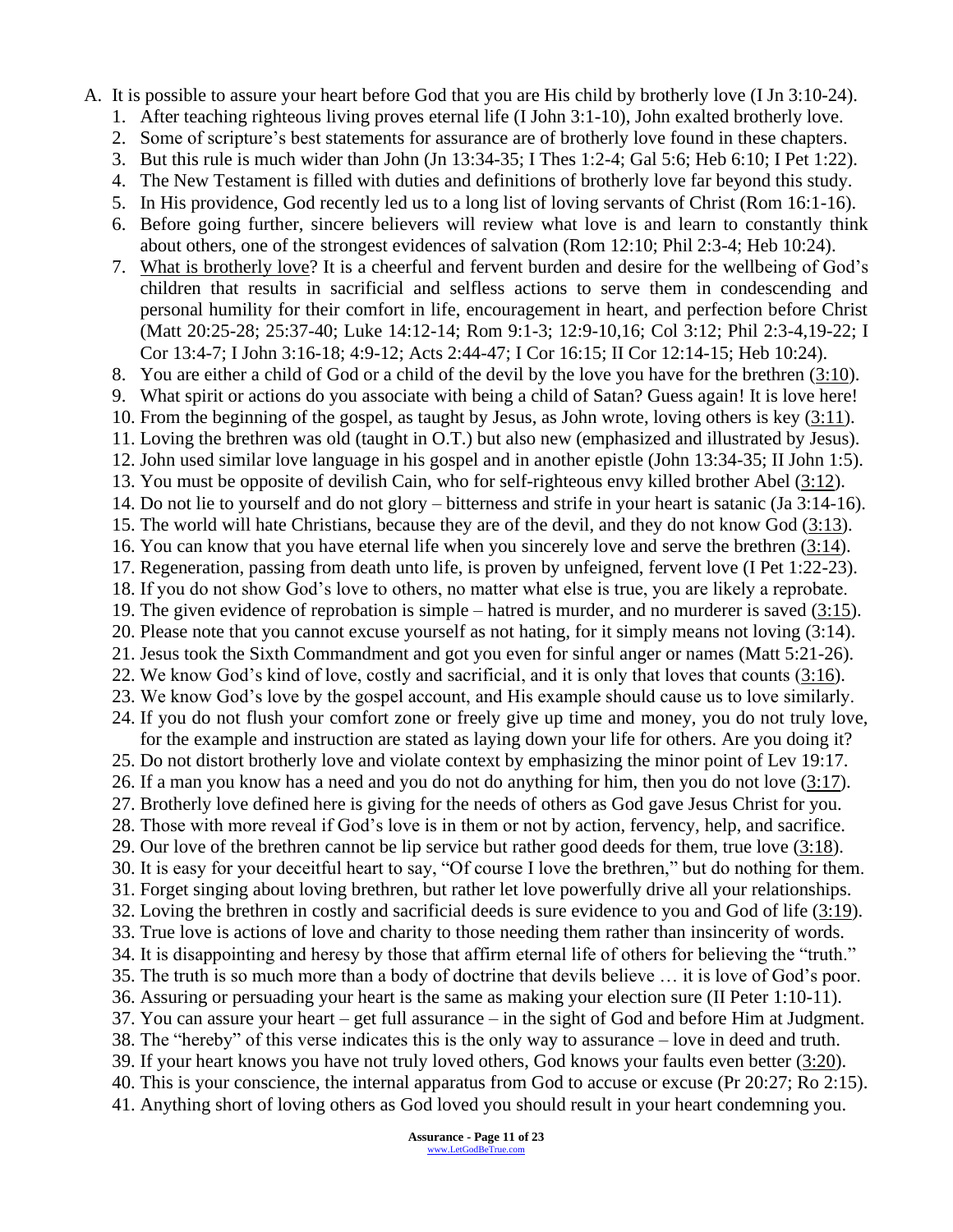A. It is possible to assure your heart before God that you are His child by brotherly love (I Jn 3:10-24).

1. After teaching righteous living proves eternal life (I John 3:1-10), John exalted brotherly love.
2. Some of scripture's best statements for assurance are of brotherly love found in these chapters.
3. But this rule is much wider than John (Jn 13:34-35; I Thes 1:2-4; Gal 5:6; Heb 6:10; I Pet 1:22).
4. The New Testament is filled with duties and definitions of brotherly love far beyond this study.
5. In His providence, God recently led us to a long list of loving servants of Christ (Rom 16:1-16).
6. Before going further, sincere believers will review what love is and learn to constantly think about others, one of the strongest evidences of salvation (Rom 12:10; Phil 2:3-4; Heb 10:24).
7. <u>What is brotherly love</u>? It is a cheerful and fervent burden and desire for the wellbeing of God's children that results in sacrificial and selfless actions to serve them in condescending and personal humility for their comfort in life, encouragement in heart, and perfection before Christ (Matt 20:25-28; 25:37-40; Luke 14:12-14; Rom 9:1-3; 12:9-10,16; Col 3:12; Phil 2:3-4,19-22; I Cor 13:4-7; I John 3:16-18; 4:9-12; Acts 2:44-47; I Cor 16:15; II Cor 12:14-15; Heb 10:24).
8. You are either a child of God or a child of the devil by the love you have for the brethren (<u>3:10</u>).
9. What spirit or actions do you associate with being a child of Satan? Guess again! It is love here!
10. From the beginning of the gospel, as taught by Jesus, as John wrote, loving others is key (<u>3:11</u>).
11. Loving the brethren was old (taught in O.T.) but also new (emphasized and illustrated by Jesus).
12. John used similar love language in his gospel and in another epistle (John 13:34-35; II John 1:5).
13. You must be opposite of devilish Cain, who for self-righteous envy killed brother Abel (<u>3:12</u>).
14. Do not lie to yourself and do not glory – bitterness and strife in your heart is satanic (Ja 3:14-16).
15. The world will hate Christians, because they are of the devil, and they do not know God (<u>3:13</u>).
16. You can know that you have eternal life when you sincerely love and serve the brethren (<u>3:14</u>).
17. Regeneration, passing from death unto life, is proven by unfeigned, fervent love (I Pet 1:22-23).
18. If you do not show God's love to others, no matter what else is true, you are likely a reprobate.
19. The given evidence of reprobation is simple – hatred is murder, and no murderer is saved (<u>3:15</u>).
20. Please note that you cannot excuse yourself as not hating, for it simply means not loving (3:14).
21. Jesus took the Sixth Commandment and got you even for sinful anger or names (Matt 5:21-26).
22. We know God's kind of love, costly and sacrificial, and it is only that loves that counts (<u>3:16</u>).
23. We know God's love by the gospel account, and His example should cause us to love similarly.
24. If you do not flush your comfort zone or freely give up time and money, you do not truly love, for the example and instruction are stated as laying down your life for others. Are you doing it?
25. Do not distort brotherly love and violate context by emphasizing the minor point of Lev 19:17.
26. If a man you know has a need and you do not do anything for him, then you do not love (<u>3:17</u>).
27. Brotherly love defined here is giving for the needs of others as God gave Jesus Christ for you.
28. Those with more reveal if God's love is in them or not by action, fervency, help, and sacrifice.
29. Our love of the brethren cannot be lip service but rather good deeds for them, true love (<u>3:18</u>).
30. It is easy for your deceitful heart to say, "Of course I love the brethren," but do nothing for them.
31. Forget singing about loving brethren, but rather let love powerfully drive all your relationships.
32. Loving the brethren in costly and sacrificial deeds is sure evidence to you and God of life (<u>3:19</u>).
33. True love is actions of love and charity to those needing them rather than insincerity of words.
34. It is disappointing and heresy by those that affirm eternal life of others for believing the "truth."
35. The truth is so much more than a body of doctrine that devils believe … it is love of God's poor.
36. Assuring or persuading your heart is the same as making your election sure (II Peter 1:10-11).
37. You can assure your heart – get full assurance – in the sight of God and before Him at Judgment.
38. The "hereby" of this verse indicates this is the only way to assurance – love in deed and truth.
39. If your heart knows you have not truly loved others, God knows your faults even better (<u>3:20</u>).
40. This is your conscience, the internal apparatus from God to accuse or excuse (Pr 20:27; Ro 2:15).
41. Anything short of loving others as God loved you should result in your heart condemning you.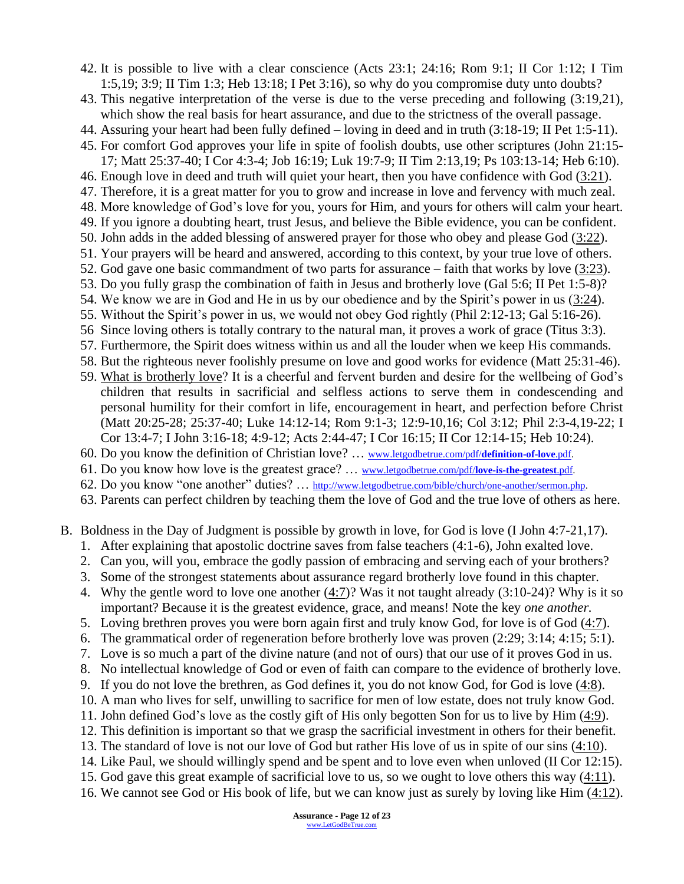42. It is possible to live with a clear conscience (Acts 23:1; 24:16; Rom 9:1; II Cor 1:12; I Tim 1:5,19; 3:9; II Tim 1:3; Heb 13:18; I Pet 3:16), so why do you compromise duty unto doubts?
43. This negative interpretation of the verse is due to the verse preceding and following (3:19,21), which show the real basis for heart assurance, and due to the strictness of the overall passage.
44. Assuring your heart had been fully defined – loving in deed and in truth (3:18-19; II Pet 1:5-11).
45. For comfort God approves your life in spite of foolish doubts, use other scriptures (John 21:15-17; Matt 25:37-40; I Cor 4:3-4; Job 16:19; Luk 19:7-9; II Tim 2:13,19; Ps 103:13-14; Heb 6:10).
46. Enough love in deed and truth will quiet your heart, then you have confidence with God (3:21).
47. Therefore, it is a great matter for you to grow and increase in love and fervency with much zeal.
48. More knowledge of God's love for you, yours for Him, and yours for others will calm your heart.
49. If you ignore a doubting heart, trust Jesus, and believe the Bible evidence, you can be confident.
50. John adds in the added blessing of answered prayer for those who obey and please God (3:22).
51. Your prayers will be heard and answered, according to this context, by your true love of others.
52. God gave one basic commandment of two parts for assurance – faith that works by love (3:23).
53. Do you fully grasp the combination of faith in Jesus and brotherly love (Gal 5:6; II Pet 1:5-8)?
54. We know we are in God and He in us by our obedience and by the Spirit's power in us (3:24).
55. Without the Spirit's power in us, we would not obey God rightly (Phil 2:12-13; Gal 5:16-26).
56. Since loving others is totally contrary to the natural man, it proves a work of grace (Titus 3:3).
57. Furthermore, the Spirit does witness within us and all the louder when we keep His commands.
58. But the righteous never foolishly presume on love and good works for evidence (Matt 25:31-46).
59. What is brotherly love? It is a cheerful and fervent burden and desire for the wellbeing of God's children that results in sacrificial and selfless actions to serve them in condescending and personal humility for their comfort in life, encouragement in heart, and perfection before Christ (Matt 20:25-28; 25:37-40; Luke 14:12-14; Rom 9:1-3; 12:9-10,16; Col 3:12; Phil 2:3-4,19-22; I Cor 13:4-7; I John 3:16-18; 4:9-12; Acts 2:44-47; I Cor 16:15; II Cor 12:14-15; Heb 10:24).
60. Do you know the definition of Christian love? … www.letgodbetrue.com/pdf/**definition-of-love**.pdf.
61. Do you know how love is the greatest grace? … www.letgodbetrue.com/pdf/**love-is-the-greatest**.pdf.
62. Do you know "one another" duties? … http://www.letgodbetrue.com/bible/church/one-another/sermon.php.
63. Parents can perfect children by teaching them the love of God and the true love of others as here.

B. Boldness in the Day of Judgment is possible by growth in love, for God is love (I John 4:7-21,17).
   1. After explaining that apostolic doctrine saves from false teachers (4:1-6), John exalted love.
   2. Can you, will you, embrace the godly passion of embracing and serving each of your brothers?
   3. Some of the strongest statements about assurance regard brotherly love found in this chapter.
   4. Why the gentle word to love one another (4:7)? Was it not taught already (3:10-24)? Why is it so important? Because it is the greatest evidence, grace, and means! Note the key *one another*.
   5. Loving brethren proves you were born again first and truly know God, for love is of God (4:7).
   6. The grammatical order of regeneration before brotherly love was proven (2:29; 3:14; 4:15; 5:1).
   7. Love is so much a part of the divine nature (and not of ours) that our use of it proves God in us.
   8. No intellectual knowledge of God or even of faith can compare to the evidence of brotherly love.
   9. If you do not love the brethren, as God defines it, you do not know God, for God is love (4:8).
   10. A man who lives for self, unwilling to sacrifice for men of low estate, does not truly know God.
   11. John defined God's love as the costly gift of His only begotten Son for us to live by Him (4:9).
   12. This definition is important so that we grasp the sacrificial investment in others for their benefit.
   13. The standard of love is not our love of God but rather His love of us in spite of our sins (4:10).
   14. Like Paul, we should willingly spend and be spent and to love even when unloved (II Cor 12:15).
   15. God gave this great example of sacrificial love to us, so we ought to love others this way (4:11).
   16. We cannot see God or His book of life, but we can know just as surely by loving like Him (4:12).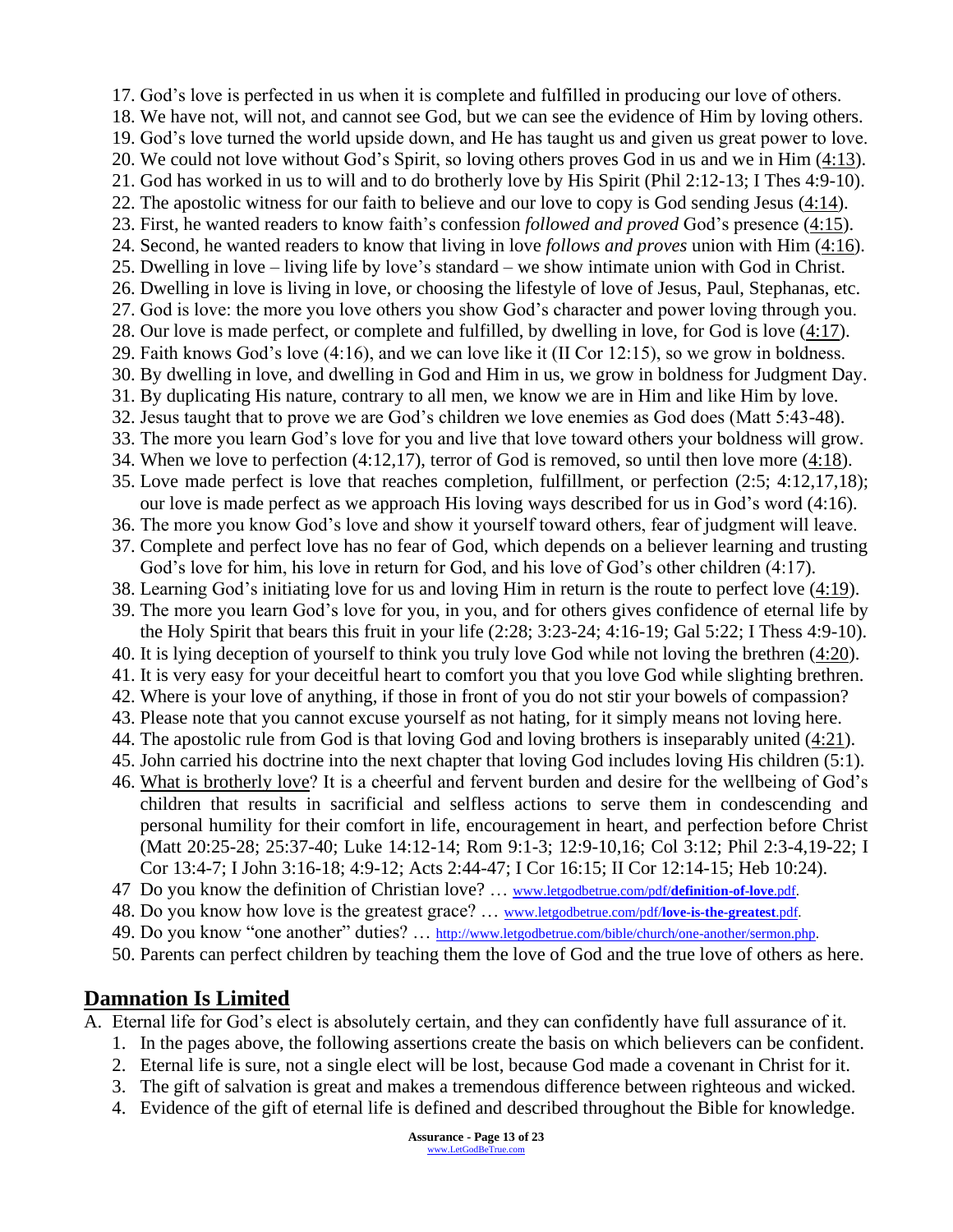17. God's love is perfected in us when it is complete and fulfilled in producing our love of others.
18. We have not, will not, and cannot see God, but we can see the evidence of Him by loving others.
19. God's love turned the world upside down, and He has taught us and given us great power to love.
20. We could not love without God's Spirit, so loving others proves God in us and we in Him (4:13).
21. God has worked in us to will and to do brotherly love by His Spirit (Phil 2:12-13; I Thes 4:9-10).
22. The apostolic witness for our faith to believe and our love to copy is God sending Jesus (4:14).
23. First, he wanted readers to know faith's confession *followed and proved* God's presence (4:15).
24. Second, he wanted readers to know that living in love *follows and proves* union with Him (4:16).
25. Dwelling in love – living life by love's standard – we show intimate union with God in Christ.
26. Dwelling in love is living in love, or choosing the lifestyle of love of Jesus, Paul, Stephanas, etc.
27. God is love: the more you love others you show God's character and power loving through you.
28. Our love is made perfect, or complete and fulfilled, by dwelling in love, for God is love (4:17).
29. Faith knows God's love (4:16), and we can love like it (II Cor 12:15), so we grow in boldness.
30. By dwelling in love, and dwelling in God and Him in us, we grow in boldness for Judgment Day.
31. By duplicating His nature, contrary to all men, we know we are in Him and like Him by love.
32. Jesus taught that to prove we are God's children we love enemies as God does (Matt 5:43-48).
33. The more you learn God's love for you and live that love toward others your boldness will grow.
34. When we love to perfection (4:12,17), terror of God is removed, so until then love more (4:18).
35. Love made perfect is love that reaches completion, fulfillment, or perfection (2:5; 4:12,17,18); our love is made perfect as we approach His loving ways described for us in God's word (4:16).
36. The more you know God's love and show it yourself toward others, fear of judgment will leave.
37. Complete and perfect love has no fear of God, which depends on a believer learning and trusting God's love for him, his love in return for God, and his love of God's other children (4:17).
38. Learning God's initiating love for us and loving Him in return is the route to perfect love (4:19).
39. The more you learn God's love for you, in you, and for others gives confidence of eternal life by the Holy Spirit that bears this fruit in your life (2:28; 3:23-24; 4:16-19; Gal 5:22; I Thess 4:9-10).
40. It is lying deception of yourself to think you truly love God while not loving the brethren (4:20).
41. It is very easy for your deceitful heart to comfort you that you love God while slighting brethren.
42. Where is your love of anything, if those in front of you do not stir your bowels of compassion?
43. Please note that you cannot excuse yourself as not hating, for it simply means not loving here.
44. The apostolic rule from God is that loving God and loving brothers is inseparably united (4:21).
45. John carried his doctrine into the next chapter that loving God includes loving His children (5:1).
46. What is brotherly love? It is a cheerful and fervent burden and desire for the wellbeing of God's children that results in sacrificial and selfless actions to serve them in condescending and personal humility for their comfort in life, encouragement in heart, and perfection before Christ (Matt 20:25-28; 25:37-40; Luke 14:12-14; Rom 9:1-3; 12:9-10,16; Col 3:12; Phil 2:3-4,19-22; I Cor 13:4-7; I John 3:16-18; 4:9-12; Acts 2:44-47; I Cor 16:15; II Cor 12:14-15; Heb 10:24).
47. Do you know the definition of Christian love? … www.letgodbetrue.com/pdf/**definition-of-love**.pdf.
48. Do you know how love is the greatest grace? … www.letgodbetrue.com/pdf/**love-is-the-greatest**.pdf.
49. Do you know "one another" duties? … http://www.letgodbetrue.com/bible/church/one-another/sermon.php.
50. Parents can perfect children by teaching them the love of God and the true love of others as here.

## Damnation Is Limited

A. Eternal life for God's elect is absolutely certain, and they can confidently have full assurance of it.
   1. In the pages above, the following assertions create the basis on which believers can be confident.
   2. Eternal life is sure, not a single elect will be lost, because God made a covenant in Christ for it.
   3. The gift of salvation is great and makes a tremendous difference between righteous and wicked.
   4. Evidence of the gift of eternal life is defined and described throughout the Bible for knowledge.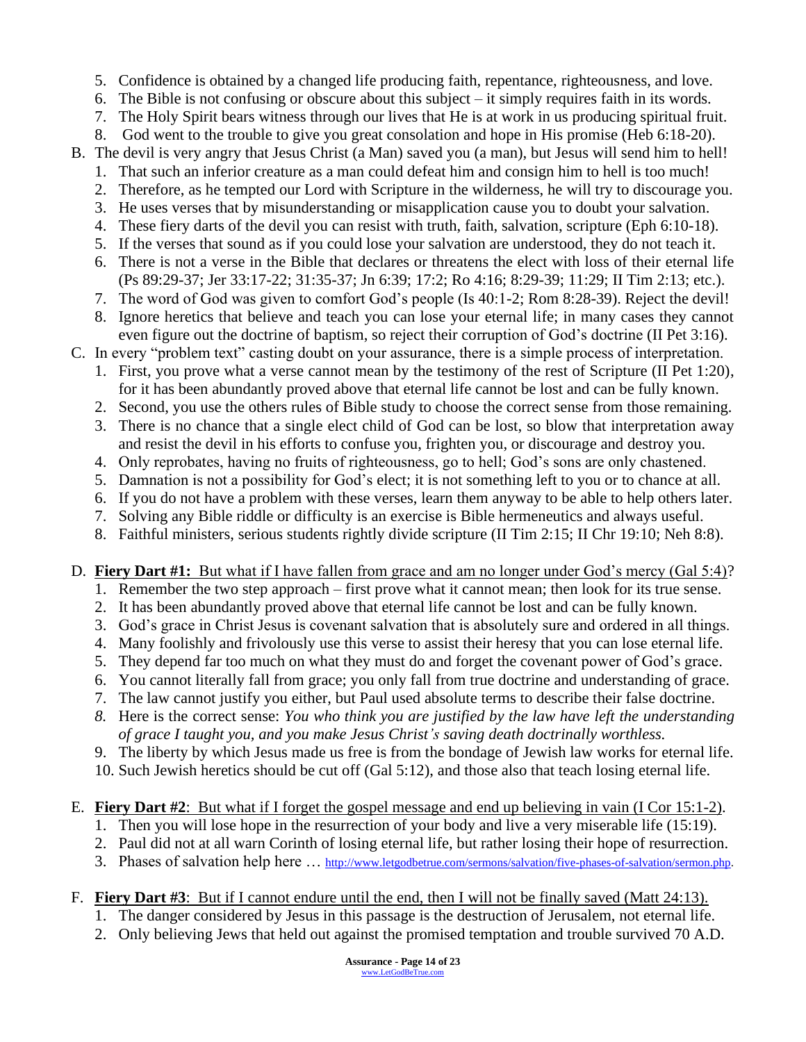5. Confidence is obtained by a changed life producing faith, repentance, righteousness, and love.
6. The Bible is not confusing or obscure about this subject – it simply requires faith in its words.
7. The Holy Spirit bears witness through our lives that He is at work in us producing spiritual fruit.
8. God went to the trouble to give you great consolation and hope in His promise (Heb 6:18-20).

B. The devil is very angry that Jesus Christ (a Man) saved you (a man), but Jesus will send him to hell!
   1. That such an inferior creature as a man could defeat him and consign him to hell is too much!
   2. Therefore, as he tempted our Lord with Scripture in the wilderness, he will try to discourage you.
   3. He uses verses that by misunderstanding or misapplication cause you to doubt your salvation.
   4. These fiery darts of the devil you can resist with truth, faith, salvation, scripture (Eph 6:10-18).
   5. If the verses that sound as if you could lose your salvation are understood, they do not teach it.
   6. There is not a verse in the Bible that declares or threatens the elect with loss of their eternal life (Ps 89:29-37; Jer 33:17-22; 31:35-37; Jn 6:39; 17:2; Ro 4:16; 8:29-39; 11:29; II Tim 2:13; etc.).
   7. The word of God was given to comfort God's people (Is 40:1-2; Rom 8:28-39). Reject the devil!
   8. Ignore heretics that believe and teach you can lose your eternal life; in many cases they cannot even figure out the doctrine of baptism, so reject their corruption of God's doctrine (II Pet 3:16).

C. In every "problem text" casting doubt on your assurance, there is a simple process of interpretation.
   1. First, you prove what a verse cannot mean by the testimony of the rest of Scripture (II Pet 1:20), for it has been abundantly proved above that eternal life cannot be lost and can be fully known.
   2. Second, you use the others rules of Bible study to choose the correct sense from those remaining.
   3. There is no chance that a single elect child of God can be lost, so blow that interpretation away and resist the devil in his efforts to confuse you, frighten you, or discourage and destroy you.
   4. Only reprobates, having no fruits of righteousness, go to hell; God's sons are only chastened.
   5. Damnation is not a possibility for God's elect; it is not something left to you or to chance at all.
   6. If you do not have a problem with these verses, learn them anyway to be able to help others later.
   7. Solving any Bible riddle or difficulty is an exercise is Bible hermeneutics and always useful.
   8. Faithful ministers, serious students rightly divide scripture (II Tim 2:15; II Chr 19:10; Neh 8:8).

D. **Fiery Dart #1:** <u>But what if I have fallen from grace and am no longer under God's mercy (Gal 5:4)</u>?
   1. Remember the two step approach – first prove what it cannot mean; then look for its true sense.
   2. It has been abundantly proved above that eternal life cannot be lost and can be fully known.
   3. God's grace in Christ Jesus is covenant salvation that is absolutely sure and ordered in all things.
   4. Many foolishly and frivolously use this verse to assist their heresy that you can lose eternal life.
   5. They depend far too much on what they must do and forget the covenant power of God's grace.
   6. You cannot literally fall from grace; you only fall from true doctrine and understanding of grace.
   7. The law cannot justify you either, but Paul used absolute terms to describe their false doctrine.
   8. Here is the correct sense: *You who think you are justified by the law have left the understanding of grace I taught you, and you make Jesus Christ's saving death doctrinally worthless.*
   9. The liberty by which Jesus made us free is from the bondage of Jewish law works for eternal life.
   10. Such Jewish heretics should be cut off (Gal 5:12), and those also that teach losing eternal life.

E. **Fiery Dart #2**: <u>But what if I forget the gospel message and end up believing in vain (I Cor 15:1-2)</u>.
   1. Then you will lose hope in the resurrection of your body and live a very miserable life (15:19).
   2. Paul did not at all warn Corinth of losing eternal life, but rather losing their hope of resurrection.
   3. Phases of salvation help here … http://www.letgodbetrue.com/sermons/salvation/five-phases-of-salvation/sermon.php.

F. **Fiery Dart #3**: <u>But if I cannot endure until the end, then I will not be finally saved (Matt 24:13).</u>
   1. The danger considered by Jesus in this passage is the destruction of Jerusalem, not eternal life.
   2. Only believing Jews that held out against the promised temptation and trouble survived 70 A.D.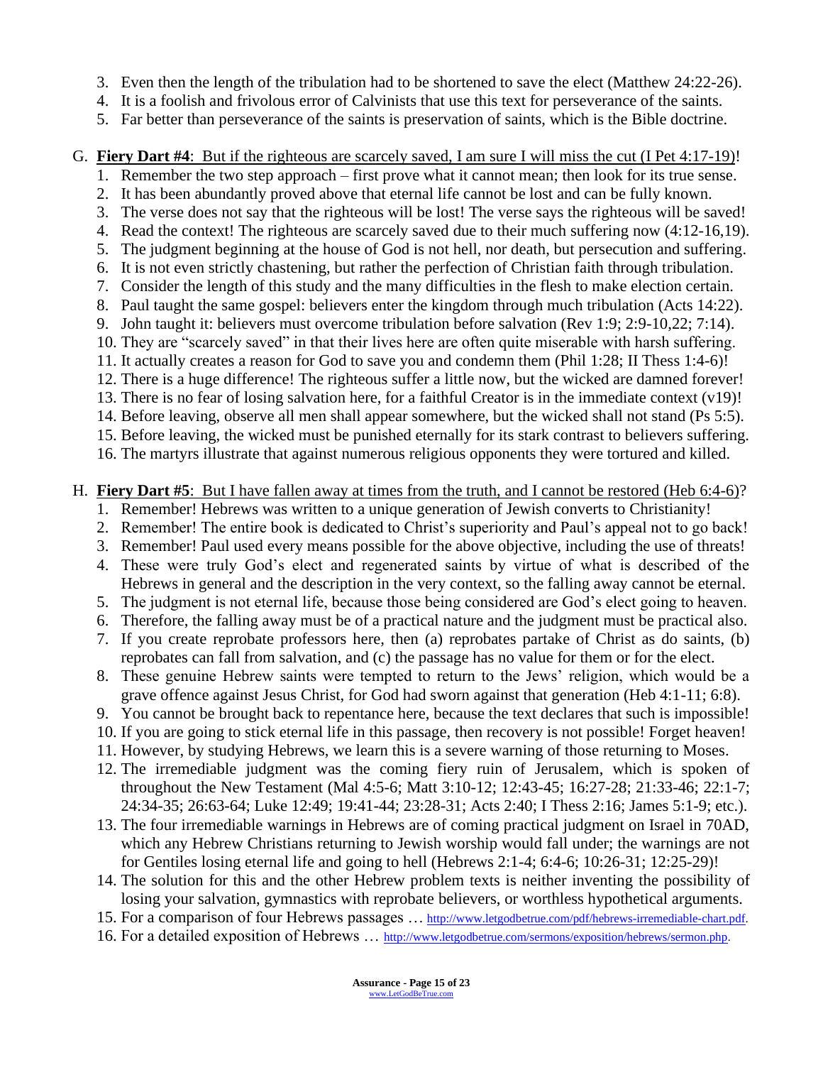3. Even then the length of the tribulation had to be shortened to save the elect (Matthew 24:22-26).
4. It is a foolish and frivolous error of Calvinists that use this text for perseverance of the saints.
5. Far better than perseverance of the saints is preservation of saints, which is the Bible doctrine.

G. **Fiery Dart #4**: But if the righteous are scarcely saved, I am sure I will miss the cut (I Pet 4:17-19)!

1. Remember the two step approach – first prove what it cannot mean; then look for its true sense.
2. It has been abundantly proved above that eternal life cannot be lost and can be fully known.
3. The verse does not say that the righteous will be lost! The verse says the righteous will be saved!
4. Read the context! The righteous are scarcely saved due to their much suffering now (4:12-16,19).
5. The judgment beginning at the house of God is not hell, nor death, but persecution and suffering.
6. It is not even strictly chastening, but rather the perfection of Christian faith through tribulation.
7. Consider the length of this study and the many difficulties in the flesh to make election certain.
8. Paul taught the same gospel: believers enter the kingdom through much tribulation (Acts 14:22).
9. John taught it: believers must overcome tribulation before salvation (Rev 1:9; 2:9-10,22; 7:14).
10. They are "scarcely saved" in that their lives here are often quite miserable with harsh suffering.
11. It actually creates a reason for God to save you and condemn them (Phil 1:28; II Thess 1:4-6)!
12. There is a huge difference! The righteous suffer a little now, but the wicked are damned forever!
13. There is no fear of losing salvation here, for a faithful Creator is in the immediate context (v19)!
14. Before leaving, observe all men shall appear somewhere, but the wicked shall not stand (Ps 5:5).
15. Before leaving, the wicked must be punished eternally for its stark contrast to believers suffering.
16. The martyrs illustrate that against numerous religious opponents they were tortured and killed.

H. **Fiery Dart #5**: But I have fallen away at times from the truth, and I cannot be restored (Heb 6:4-6)?

1. Remember! Hebrews was written to a unique generation of Jewish converts to Christianity!
2. Remember! The entire book is dedicated to Christ's superiority and Paul's appeal not to go back!
3. Remember! Paul used every means possible for the above objective, including the use of threats!
4. These were truly God's elect and regenerated saints by virtue of what is described of the Hebrews in general and the description in the very context, so the falling away cannot be eternal.
5. The judgment is not eternal life, because those being considered are God's elect going to heaven.
6. Therefore, the falling away must be of a practical nature and the judgment must be practical also.
7. If you create reprobate professors here, then (a) reprobates partake of Christ as do saints, (b) reprobates can fall from salvation, and (c) the passage has no value for them or for the elect.
8. These genuine Hebrew saints were tempted to return to the Jews' religion, which would be a grave offence against Jesus Christ, for God had sworn against that generation (Heb 4:1-11; 6:8).
9. You cannot be brought back to repentance here, because the text declares that such is impossible!
10. If you are going to stick eternal life in this passage, then recovery is not possible! Forget heaven!
11. However, by studying Hebrews, we learn this is a severe warning of those returning to Moses.
12. The irremediable judgment was the coming fiery ruin of Jerusalem, which is spoken of throughout the New Testament (Mal 4:5-6; Matt 3:10-12; 12:43-45; 16:27-28; 21:33-46; 22:1-7; 24:34-35; 26:63-64; Luke 12:49; 19:41-44; 23:28-31; Acts 2:40; I Thess 2:16; James 5:1-9; etc.).
13. The four irremediable warnings in Hebrews are of coming practical judgment on Israel in 70AD, which any Hebrew Christians returning to Jewish worship would fall under; the warnings are not for Gentiles losing eternal life and going to hell (Hebrews 2:1-4; 6:4-6; 10:26-31; 12:25-29)!
14. The solution for this and the other Hebrew problem texts is neither inventing the possibility of losing your salvation, gymnastics with reprobate believers, or worthless hypothetical arguments.
15. For a comparison of four Hebrews passages … http://www.letgodbetrue.com/pdf/hebrews-irremediable-chart.pdf.
16. For a detailed exposition of Hebrews … http://www.letgodbetrue.com/sermons/exposition/hebrews/sermon.php.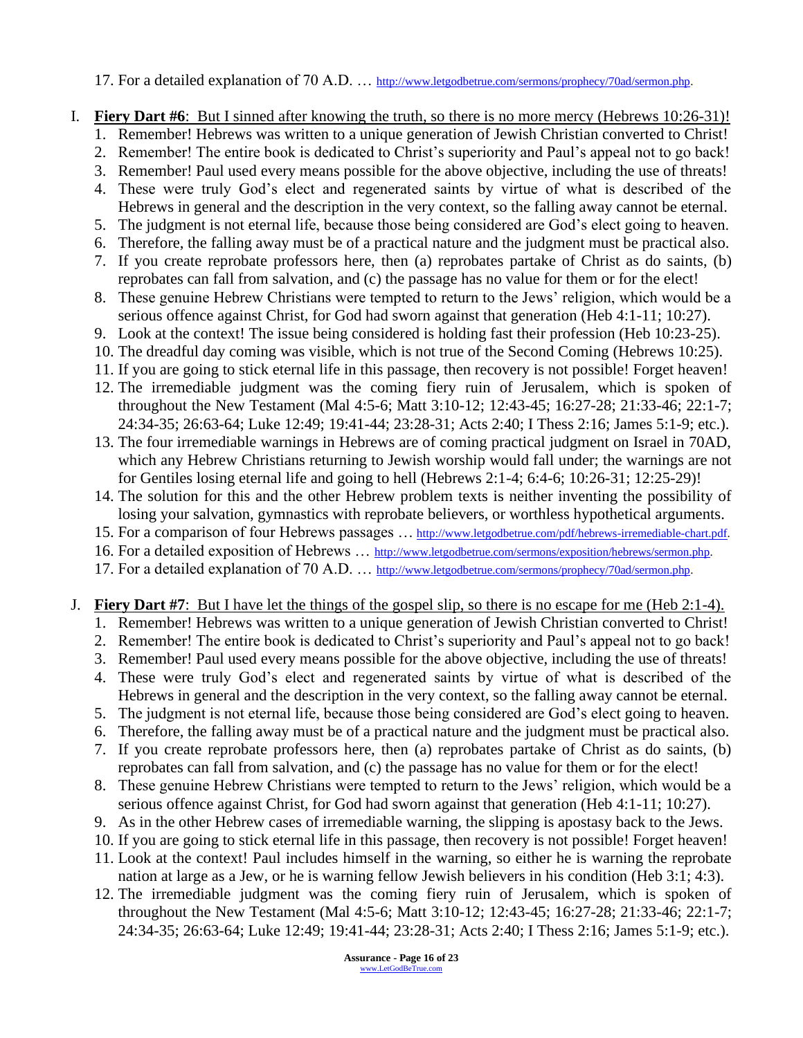17. For a detailed explanation of 70 A.D. … http://www.letgodbetrue.com/sermons/prophecy/70ad/sermon.php.

I. **Fiery Dart #6**: But I sinned after knowing the truth, so there is no more mercy (Hebrews 10:26-31)!
   1. Remember! Hebrews was written to a unique generation of Jewish Christian converted to Christ!
   2. Remember! The entire book is dedicated to Christ's superiority and Paul's appeal not to go back!
   3. Remember! Paul used every means possible for the above objective, including the use of threats!
   4. These were truly God's elect and regenerated saints by virtue of what is described of the Hebrews in general and the description in the very context, so the falling away cannot be eternal.
   5. The judgment is not eternal life, because those being considered are God's elect going to heaven.
   6. Therefore, the falling away must be of a practical nature and the judgment must be practical also.
   7. If you create reprobate professors here, then (a) reprobates partake of Christ as do saints, (b) reprobates can fall from salvation, and (c) the passage has no value for them or for the elect!
   8. These genuine Hebrew Christians were tempted to return to the Jews' religion, which would be a serious offence against Christ, for God had sworn against that generation (Heb 4:1-11; 10:27).
   9. Look at the context! The issue being considered is holding fast their profession (Heb 10:23-25).
   10. The dreadful day coming was visible, which is not true of the Second Coming (Hebrews 10:25).
   11. If you are going to stick eternal life in this passage, then recovery is not possible! Forget heaven!
   12. The irremediable judgment was the coming fiery ruin of Jerusalem, which is spoken of throughout the New Testament (Mal 4:5-6; Matt 3:10-12; 12:43-45; 16:27-28; 21:33-46; 22:1-7; 24:34-35; 26:63-64; Luke 12:49; 19:41-44; 23:28-31; Acts 2:40; I Thess 2:16; James 5:1-9; etc.).
   13. The four irremediable warnings in Hebrews are of coming practical judgment on Israel in 70AD, which any Hebrew Christians returning to Jewish worship would fall under; the warnings are not for Gentiles losing eternal life and going to hell (Hebrews 2:1-4; 6:4-6; 10:26-31; 12:25-29)!
   14. The solution for this and the other Hebrew problem texts is neither inventing the possibility of losing your salvation, gymnastics with reprobate believers, or worthless hypothetical arguments.
   15. For a comparison of four Hebrews passages … http://www.letgodbetrue.com/pdf/hebrews-irremediable-chart.pdf.
   16. For a detailed exposition of Hebrews … http://www.letgodbetrue.com/sermons/exposition/hebrews/sermon.php.
   17. For a detailed explanation of 70 A.D. … http://www.letgodbetrue.com/sermons/prophecy/70ad/sermon.php.

J. **Fiery Dart #7**: But I have let the things of the gospel slip, so there is no escape for me (Heb 2:1-4).
   1. Remember! Hebrews was written to a unique generation of Jewish Christian converted to Christ!
   2. Remember! The entire book is dedicated to Christ's superiority and Paul's appeal not to go back!
   3. Remember! Paul used every means possible for the above objective, including the use of threats!
   4. These were truly God's elect and regenerated saints by virtue of what is described of the Hebrews in general and the description in the very context, so the falling away cannot be eternal.
   5. The judgment is not eternal life, because those being considered are God's elect going to heaven.
   6. Therefore, the falling away must be of a practical nature and the judgment must be practical also.
   7. If you create reprobate professors here, then (a) reprobates partake of Christ as do saints, (b) reprobates can fall from salvation, and (c) the passage has no value for them or for the elect!
   8. These genuine Hebrew Christians were tempted to return to the Jews' religion, which would be a serious offence against Christ, for God had sworn against that generation (Heb 4:1-11; 10:27).
   9. As in the other Hebrew cases of irremediable warning, the slipping is apostasy back to the Jews.
   10. If you are going to stick eternal life in this passage, then recovery is not possible! Forget heaven!
   11. Look at the context! Paul includes himself in the warning, so either he is warning the reprobate nation at large as a Jew, or he is warning fellow Jewish believers in his condition (Heb 3:1; 4:3).
   12. The irremediable judgment was the coming fiery ruin of Jerusalem, which is spoken of throughout the New Testament (Mal 4:5-6; Matt 3:10-12; 12:43-45; 16:27-28; 21:33-46; 22:1-7; 24:34-35; 26:63-64; Luke 12:49; 19:41-44; 23:28-31; Acts 2:40; I Thess 2:16; James 5:1-9; etc.).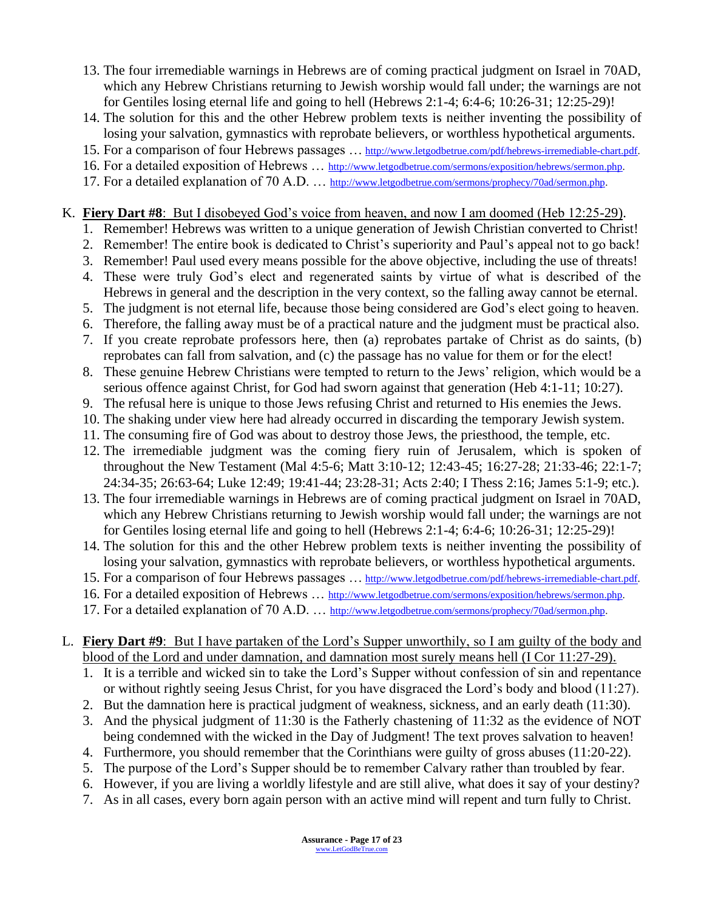13. The four irremediable warnings in Hebrews are of coming practical judgment on Israel in 70AD, which any Hebrew Christians returning to Jewish worship would fall under; the warnings are not for Gentiles losing eternal life and going to hell (Hebrews 2:1-4; 6:4-6; 10:26-31; 12:25-29)!
14. The solution for this and the other Hebrew problem texts is neither inventing the possibility of losing your salvation, gymnastics with reprobate believers, or worthless hypothetical arguments.
15. For a comparison of four Hebrews passages … http://www.letgodbetrue.com/pdf/hebrews-irremediable-chart.pdf.
16. For a detailed exposition of Hebrews … http://www.letgodbetrue.com/sermons/exposition/hebrews/sermon.php.
17. For a detailed explanation of 70 A.D. … http://www.letgodbetrue.com/sermons/prophecy/70ad/sermon.php.

K. **Fiery Dart #8**: But I disobeyed God's voice from heaven, and now I am doomed (Heb 12:25-29).
   1. Remember! Hebrews was written to a unique generation of Jewish Christian converted to Christ!
   2. Remember! The entire book is dedicated to Christ's superiority and Paul's appeal not to go back!
   3. Remember! Paul used every means possible for the above objective, including the use of threats!
   4. These were truly God's elect and regenerated saints by virtue of what is described of the Hebrews in general and the description in the very context, so the falling away cannot be eternal.
   5. The judgment is not eternal life, because those being considered are God's elect going to heaven.
   6. Therefore, the falling away must be of a practical nature and the judgment must be practical also.
   7. If you create reprobate professors here, then (a) reprobates partake of Christ as do saints, (b) reprobates can fall from salvation, and (c) the passage has no value for them or for the elect!
   8. These genuine Hebrew Christians were tempted to return to the Jews' religion, which would be a serious offence against Christ, for God had sworn against that generation (Heb 4:1-11; 10:27).
   9. The refusal here is unique to those Jews refusing Christ and returned to His enemies the Jews.
   10. The shaking under view here had already occurred in discarding the temporary Jewish system.
   11. The consuming fire of God was about to destroy those Jews, the priesthood, the temple, etc.
   12. The irremediable judgment was the coming fiery ruin of Jerusalem, which is spoken of throughout the New Testament (Mal 4:5-6; Matt 3:10-12; 12:43-45; 16:27-28; 21:33-46; 22:1-7; 24:34-35; 26:63-64; Luke 12:49; 19:41-44; 23:28-31; Acts 2:40; I Thess 2:16; James 5:1-9; etc.).
   13. The four irremediable warnings in Hebrews are of coming practical judgment on Israel in 70AD, which any Hebrew Christians returning to Jewish worship would fall under; the warnings are not for Gentiles losing eternal life and going to hell (Hebrews 2:1-4; 6:4-6; 10:26-31; 12:25-29)!
   14. The solution for this and the other Hebrew problem texts is neither inventing the possibility of losing your salvation, gymnastics with reprobate believers, or worthless hypothetical arguments.
   15. For a comparison of four Hebrews passages … http://www.letgodbetrue.com/pdf/hebrews-irremediable-chart.pdf.
   16. For a detailed exposition of Hebrews … http://www.letgodbetrue.com/sermons/exposition/hebrews/sermon.php.
   17. For a detailed explanation of 70 A.D. … http://www.letgodbetrue.com/sermons/prophecy/70ad/sermon.php.

L. **Fiery Dart #9**: But I have partaken of the Lord's Supper unworthily, so I am guilty of the body and blood of the Lord and under damnation, and damnation most surely means hell (I Cor 11:27-29).
   1. It is a terrible and wicked sin to take the Lord's Supper without confession of sin and repentance or without rightly seeing Jesus Christ, for you have disgraced the Lord's body and blood (11:27).
   2. But the damnation here is practical judgment of weakness, sickness, and an early death (11:30).
   3. And the physical judgment of 11:30 is the Fatherly chastening of 11:32 as the evidence of NOT being condemned with the wicked in the Day of Judgment! The text proves salvation to heaven!
   4. Furthermore, you should remember that the Corinthians were guilty of gross abuses (11:20-22).
   5. The purpose of the Lord's Supper should be to remember Calvary rather than troubled by fear.
   6. However, if you are living a worldly lifestyle and are still alive, what does it say of your destiny?
   7. As in all cases, every born again person with an active mind will repent and turn fully to Christ.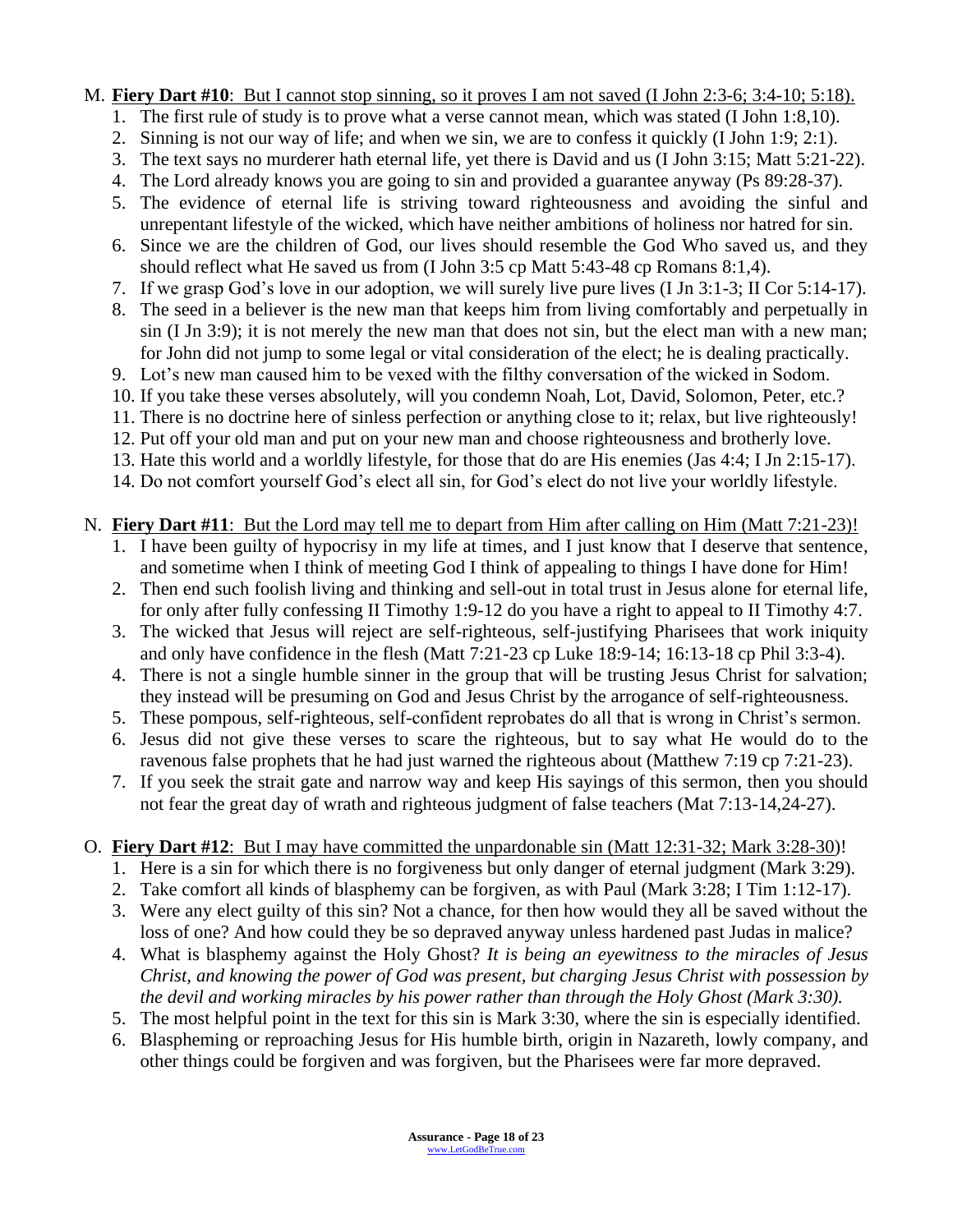M. **Fiery Dart #10**: <u>But I cannot stop sinning, so it proves I am not saved (I John 2:3-6; 3:4-10; 5:18).</u>

1. The first rule of study is to prove what a verse cannot mean, which was stated (I John 1:8,10).
2. Sinning is not our way of life; and when we sin, we are to confess it quickly (I John 1:9; 2:1).
3. The text says no murderer hath eternal life, yet there is David and us (I John 3:15; Matt 5:21-22).
4. The Lord already knows you are going to sin and provided a guarantee anyway (Ps 89:28-37).
5. The evidence of eternal life is striving toward righteousness and avoiding the sinful and unrepentant lifestyle of the wicked, which have neither ambitions of holiness nor hatred for sin.
6. Since we are the children of God, our lives should resemble the God Who saved us, and they should reflect what He saved us from (I John 3:5 cp Matt 5:43-48 cp Romans 8:1,4).
7. If we grasp God's love in our adoption, we will surely live pure lives (I Jn 3:1-3; II Cor 5:14-17).
8. The seed in a believer is the new man that keeps him from living comfortably and perpetually in sin (I Jn 3:9); it is not merely the new man that does not sin, but the elect man with a new man; for John did not jump to some legal or vital consideration of the elect; he is dealing practically.
9. Lot's new man caused him to be vexed with the filthy conversation of the wicked in Sodom.
10. If you take these verses absolutely, will you condemn Noah, Lot, David, Solomon, Peter, etc.?
11. There is no doctrine here of sinless perfection or anything close to it; relax, but live righteously!
12. Put off your old man and put on your new man and choose righteousness and brotherly love.
13. Hate this world and a worldly lifestyle, for those that do are His enemies (Jas 4:4; I Jn 2:15-17).
14. Do not comfort yourself God's elect all sin, for God's elect do not live your worldly lifestyle.

N. **Fiery Dart #11**: <u>But the Lord may tell me to depart from Him after calling on Him (Matt 7:21-23)!</u>

1. I have been guilty of hypocrisy in my life at times, and I just know that I deserve that sentence, and sometime when I think of meeting God I think of appealing to things I have done for Him!
2. Then end such foolish living and thinking and sell-out in total trust in Jesus alone for eternal life, for only after fully confessing II Timothy 1:9-12 do you have a right to appeal to II Timothy 4:7.
3. The wicked that Jesus will reject are self-righteous, self-justifying Pharisees that work iniquity and only have confidence in the flesh (Matt 7:21-23 cp Luke 18:9-14; 16:13-18 cp Phil 3:3-4).
4. There is not a single humble sinner in the group that will be trusting Jesus Christ for salvation; they instead will be presuming on God and Jesus Christ by the arrogance of self-righteousness.
5. These pompous, self-righteous, self-confident reprobates do all that is wrong in Christ's sermon.
6. Jesus did not give these verses to scare the righteous, but to say what He would do to the ravenous false prophets that he had just warned the righteous about (Matthew 7:19 cp 7:21-23).
7. If you seek the strait gate and narrow way and keep His sayings of this sermon, then you should not fear the great day of wrath and righteous judgment of false teachers (Mat 7:13-14,24-27).

O. **Fiery Dart #12**: <u>But I may have committed the unpardonable sin (Matt 12:31-32; Mark 3:28-30)</u>!

1. Here is a sin for which there is no forgiveness but only danger of eternal judgment (Mark 3:29).
2. Take comfort all kinds of blasphemy can be forgiven, as with Paul (Mark 3:28; I Tim 1:12-17).
3. Were any elect guilty of this sin? Not a chance, for then how would they all be saved without the loss of one? And how could they be so depraved anyway unless hardened past Judas in malice?
4. What is blasphemy against the Holy Ghost? *It is being an eyewitness to the miracles of Jesus Christ, and knowing the power of God was present, but charging Jesus Christ with possession by the devil and working miracles by his power rather than through the Holy Ghost (Mark 3:30).*
5. The most helpful point in the text for this sin is Mark 3:30, where the sin is especially identified.
6. Blaspheming or reproaching Jesus for His humble birth, origin in Nazareth, lowly company, and other things could be forgiven and was forgiven, but the Pharisees were far more depraved.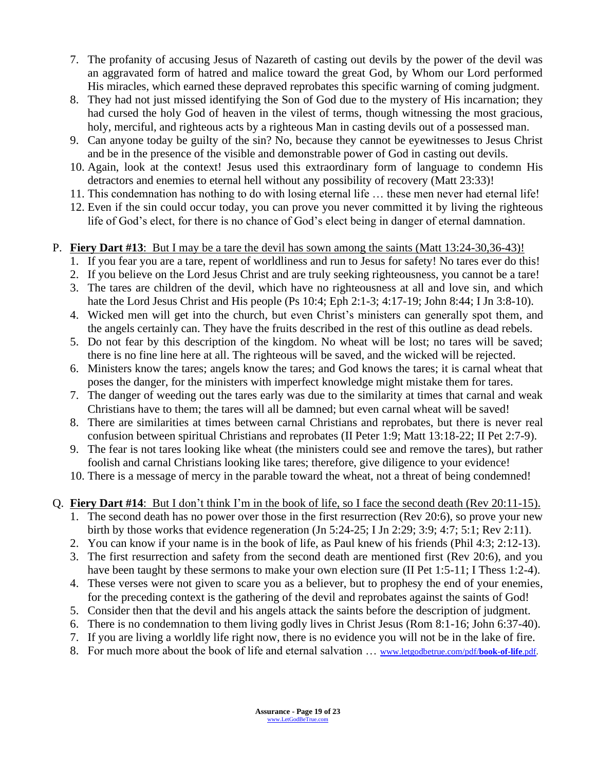7. The profanity of accusing Jesus of Nazareth of casting out devils by the power of the devil was an aggravated form of hatred and malice toward the great God, by Whom our Lord performed His miracles, which earned these depraved reprobates this specific warning of coming judgment.
8. They had not just missed identifying the Son of God due to the mystery of His incarnation; they had cursed the holy God of heaven in the vilest of terms, though witnessing the most gracious, holy, merciful, and righteous acts by a righteous Man in casting devils out of a possessed man.
9. Can anyone today be guilty of the sin? No, because they cannot be eyewitnesses to Jesus Christ and be in the presence of the visible and demonstrable power of God in casting out devils.
10. Again, look at the context! Jesus used this extraordinary form of language to condemn His detractors and enemies to eternal hell without any possibility of recovery (Matt 23:33)!
11. This condemnation has nothing to do with losing eternal life … these men never had eternal life!
12. Even if the sin could occur today, you can prove you never committed it by living the righteous life of God's elect, for there is no chance of God's elect being in danger of eternal damnation.

P. <u>**Fiery Dart #13**: But I may be a tare the devil has sown among the saints (Matt 13:24-30,36-43)!</u>

1. If you fear you are a tare, repent of worldliness and run to Jesus for safety! No tares ever do this!
2. If you believe on the Lord Jesus Christ and are truly seeking righteousness, you cannot be a tare!
3. The tares are children of the devil, which have no righteousness at all and love sin, and which hate the Lord Jesus Christ and His people (Ps 10:4; Eph 2:1-3; 4:17-19; John 8:44; I Jn 3:8-10).
4. Wicked men will get into the church, but even Christ's ministers can generally spot them, and the angels certainly can. They have the fruits described in the rest of this outline as dead rebels.
5. Do not fear by this description of the kingdom. No wheat will be lost; no tares will be saved; there is no fine line here at all. The righteous will be saved, and the wicked will be rejected.
6. Ministers know the tares; angels know the tares; and God knows the tares; it is carnal wheat that poses the danger, for the ministers with imperfect knowledge might mistake them for tares.
7. The danger of weeding out the tares early was due to the similarity at times that carnal and weak Christians have to them; the tares will all be damned; but even carnal wheat will be saved!
8. There are similarities at times between carnal Christians and reprobates, but there is never real confusion between spiritual Christians and reprobates (II Peter 1:9; Matt 13:18-22; II Pet 2:7-9).
9. The fear is not tares looking like wheat (the ministers could see and remove the tares), but rather foolish and carnal Christians looking like tares; therefore, give diligence to your evidence!
10. There is a message of mercy in the parable toward the wheat, not a threat of being condemned!

Q. <u>**Fiery Dart #14**: But I don't think I'm in the book of life, so I face the second death (Rev 20:11-15).</u>

1. The second death has no power over those in the first resurrection (Rev 20:6), so prove your new birth by those works that evidence regeneration (Jn 5:24-25; I Jn 2:29; 3:9; 4:7; 5:1; Rev 2:11).
2. You can know if your name is in the book of life, as Paul knew of his friends (Phil 4:3; 2:12-13).
3. The first resurrection and safety from the second death are mentioned first (Rev 20:6), and you have been taught by these sermons to make your own election sure (II Pet 1:5-11; I Thess 1:2-4).
4. These verses were not given to scare you as a believer, but to prophesy the end of your enemies, for the preceding context is the gathering of the devil and reprobates against the saints of God!
5. Consider then that the devil and his angels attack the saints before the description of judgment.
6. There is no condemnation to them living godly lives in Christ Jesus (Rom 8:1-16; John 6:37-40).
7. If you are living a worldly life right now, there is no evidence you will not be in the lake of fire.
8. For much more about the book of life and eternal salvation … www.letgodbetrue.com/pdf/**book-of-life**.pdf.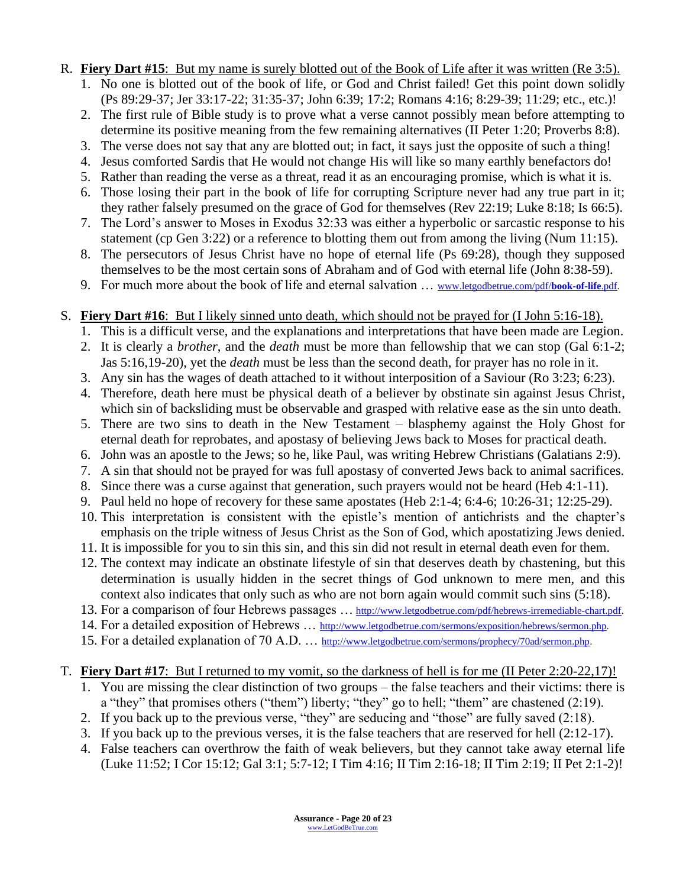R. **Fiery Dart #15**: But my name is surely blotted out of the Book of Life after it was written (Re 3:5).

1. No one is blotted out of the book of life, or God and Christ failed! Get this point down solidly (Ps 89:29-37; Jer 33:17-22; 31:35-37; John 6:39; 17:2; Romans 4:16; 8:29-39; 11:29; etc., etc.)!
2. The first rule of Bible study is to prove what a verse cannot possibly mean before attempting to determine its positive meaning from the few remaining alternatives (II Peter 1:20; Proverbs 8:8).
3. The verse does not say that any are blotted out; in fact, it says just the opposite of such a thing!
4. Jesus comforted Sardis that He would not change His will like so many earthly benefactors do!
5. Rather than reading the verse as a threat, read it as an encouraging promise, which is what it is.
6. Those losing their part in the book of life for corrupting Scripture never had any true part in it; they rather falsely presumed on the grace of God for themselves (Rev 22:19; Luke 8:18; Is 66:5).
7. The Lord's answer to Moses in Exodus 32:33 was either a hyperbolic or sarcastic response to his statement (cp Gen 3:22) or a reference to blotting them out from among the living (Num 11:15).
8. The persecutors of Jesus Christ have no hope of eternal life (Ps 69:28), though they supposed themselves to be the most certain sons of Abraham and of God with eternal life (John 8:38-59).
9. For much more about the book of life and eternal salvation … www.letgodbetrue.com/pdf/**book-of-life**.pdf.

S. **Fiery Dart #16**: But I likely sinned unto death, which should not be prayed for (I John 5:16-18).

1. This is a difficult verse, and the explanations and interpretations that have been made are Legion.
2. It is clearly a *brother*, and the *death* must be more than fellowship that we can stop (Gal 6:1-2; Jas 5:16,19-20), yet the *death* must be less than the second death, for prayer has no role in it.
3. Any sin has the wages of death attached to it without interposition of a Saviour (Ro 3:23; 6:23).
4. Therefore, death here must be physical death of a believer by obstinate sin against Jesus Christ, which sin of backsliding must be observable and grasped with relative ease as the sin unto death.
5. There are two sins to death in the New Testament – blasphemy against the Holy Ghost for eternal death for reprobates, and apostasy of believing Jews back to Moses for practical death.
6. John was an apostle to the Jews; so he, like Paul, was writing Hebrew Christians (Galatians 2:9).
7. A sin that should not be prayed for was full apostasy of converted Jews back to animal sacrifices.
8. Since there was a curse against that generation, such prayers would not be heard (Heb 4:1-11).
9. Paul held no hope of recovery for these same apostates (Heb 2:1-4; 6:4-6; 10:26-31; 12:25-29).
10. This interpretation is consistent with the epistle's mention of antichrists and the chapter's emphasis on the triple witness of Jesus Christ as the Son of God, which apostatizing Jews denied.
11. It is impossible for you to sin this sin, and this sin did not result in eternal death even for them.
12. The context may indicate an obstinate lifestyle of sin that deserves death by chastening, but this determination is usually hidden in the secret things of God unknown to mere men, and this context also indicates that only such as who are not born again would commit such sins (5:18).
13. For a comparison of four Hebrews passages … http://www.letgodbetrue.com/pdf/hebrews-irremediable-chart.pdf.
14. For a detailed exposition of Hebrews … http://www.letgodbetrue.com/sermons/exposition/hebrews/sermon.php.
15. For a detailed explanation of 70 A.D. … http://www.letgodbetrue.com/sermons/prophecy/70ad/sermon.php.

T. **Fiery Dart #17**: But I returned to my vomit, so the darkness of hell is for me (II Peter 2:20-22,17)!

1. You are missing the clear distinction of two groups – the false teachers and their victims: there is a "they" that promises others ("them") liberty; "they" go to hell; "them" are chastened (2:19).
2. If you back up to the previous verse, "they" are seducing and "those" are fully saved (2:18).
3. If you back up to the previous verses, it is the false teachers that are reserved for hell (2:12-17).
4. False teachers can overthrow the faith of weak believers, but they cannot take away eternal life (Luke 11:52; I Cor 15:12; Gal 3:1; 5:7-12; I Tim 4:16; II Tim 2:16-18; II Tim 2:19; II Pet 2:1-2)!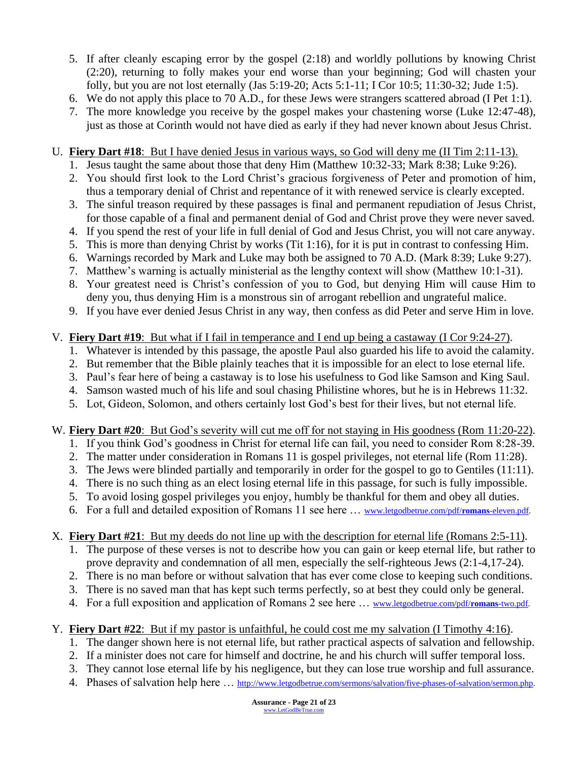5. If after cleanly escaping error by the gospel (2:18) and worldly pollutions by knowing Christ (2:20), returning to folly makes your end worse than your beginning; God will chasten your folly, but you are not lost eternally (Jas 5:19-20; Acts 5:1-11; I Cor 10:5; 11:30-32; Jude 1:5).
6. We do not apply this place to 70 A.D., for these Jews were strangers scattered abroad (I Pet 1:1).
7. The more knowledge you receive by the gospel makes your chastening worse (Luke 12:47-48), just as those at Corinth would not have died as early if they had never known about Jesus Christ.

U. **Fiery Dart #18**: <u>But I have denied Jesus in various ways, so God will deny me (II Tim 2:11-13).</u>

1. Jesus taught the same about those that deny Him (Matthew 10:32-33; Mark 8:38; Luke 9:26).
2. You should first look to the Lord Christ's gracious forgiveness of Peter and promotion of him, thus a temporary denial of Christ and repentance of it with renewed service is clearly excepted.
3. The sinful treason required by these passages is final and permanent repudiation of Jesus Christ, for those capable of a final and permanent denial of God and Christ prove they were never saved.
4. If you spend the rest of your life in full denial of God and Jesus Christ, you will not care anyway.
5. This is more than denying Christ by works (Tit 1:16), for it is put in contrast to confessing Him.
6. Warnings recorded by Mark and Luke may both be assigned to 70 A.D. (Mark 8:39; Luke 9:27).
7. Matthew's warning is actually ministerial as the lengthy context will show (Matthew 10:1-31).
8. Your greatest need is Christ's confession of you to God, but denying Him will cause Him to deny you, thus denying Him is a monstrous sin of arrogant rebellion and ungrateful malice.
9. If you have ever denied Jesus Christ in any way, then confess as did Peter and serve Him in love.

V. **Fiery Dart #19**: <u>But what if I fail in temperance and I end up being a castaway (I Cor 9:24-27).</u>

1. Whatever is intended by this passage, the apostle Paul also guarded his life to avoid the calamity.
2. But remember that the Bible plainly teaches that it is impossible for an elect to lose eternal life.
3. Paul's fear here of being a castaway is to lose his usefulness to God like Samson and King Saul.
4. Samson wasted much of his life and soul chasing Philistine whores, but he is in Hebrews 11:32.
5. Lot, Gideon, Solomon, and others certainly lost God's best for their lives, but not eternal life.

W. **Fiery Dart #20**: <u>But God's severity will cut me off for not staying in His goodness (Rom 11:20-22).</u>

1. If you think God's goodness in Christ for eternal life can fail, you need to consider Rom 8:28-39.
2. The matter under consideration in Romans 11 is gospel privileges, not eternal life (Rom 11:28).
3. The Jews were blinded partially and temporarily in order for the gospel to go to Gentiles (11:11).
4. There is no such thing as an elect losing eternal life in this passage, for such is fully impossible.
5. To avoid losing gospel privileges you enjoy, humbly be thankful for them and obey all duties.
6. For a full and detailed exposition of Romans 11 see here … www.letgodbetrue.com/pdf/**romans**-eleven.pdf.

X. **Fiery Dart #21**: <u>But my deeds do not line up with the description for eternal life (Romans 2:5-11).</u>

1. The purpose of these verses is not to describe how you can gain or keep eternal life, but rather to prove depravity and condemnation of all men, especially the self-righteous Jews (2:1-4,17-24).
2. There is no man before or without salvation that has ever come close to keeping such conditions.
3. There is no saved man that has kept such terms perfectly, so at best they could only be general.
4. For a full exposition and application of Romans 2 see here … www.letgodbetrue.com/pdf/**romans**-two.pdf.

Y. **Fiery Dart #22**: <u>But if my pastor is unfaithful, he could cost me my salvation (I Timothy 4:16).</u>

1. The danger shown here is not eternal life, but rather practical aspects of salvation and fellowship.
2. If a minister does not care for himself and doctrine, he and his church will suffer temporal loss.
3. They cannot lose eternal life by his negligence, but they can lose true worship and full assurance.
4. Phases of salvation help here … http://www.letgodbetrue.com/sermons/salvation/five-phases-of-salvation/sermon.php.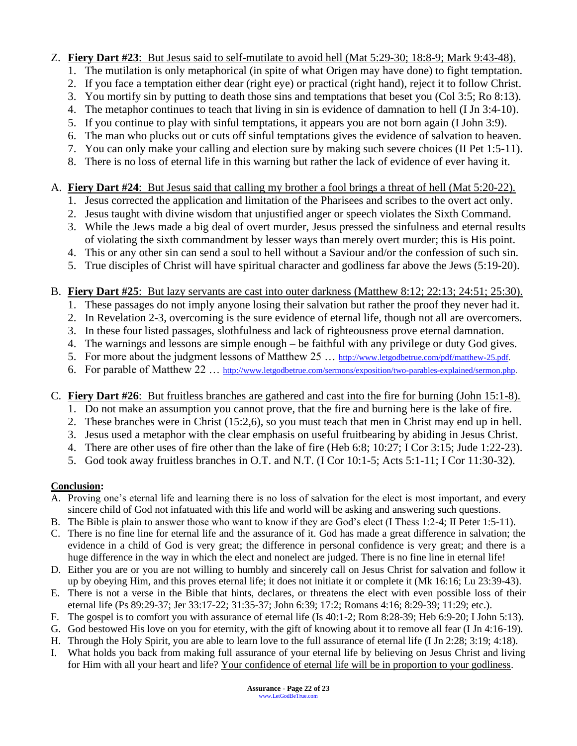Z. **Fiery Dart #23**: <u>But Jesus said to self-mutilate to avoid hell (Mat 5:29-30; 18:8-9; Mark 9:43-48).</u>

1. The mutilation is only metaphorical (in spite of what Origen may have done) to fight temptation.
2. If you face a temptation either dear (right eye) or practical (right hand), reject it to follow Christ.
3. You mortify sin by putting to death those sins and temptations that beset you (Col 3:5; Ro 8:13).
4. The metaphor continues to teach that living in sin is evidence of damnation to hell (I Jn 3:4-10).
5. If you continue to play with sinful temptations, it appears you are not born again (I John 3:9).
6. The man who plucks out or cuts off sinful temptations gives the evidence of salvation to heaven.
7. You can only make your calling and election sure by making such severe choices (II Pet 1:5-11).
8. There is no loss of eternal life in this warning but rather the lack of evidence of ever having it.

A. **Fiery Dart #24**: <u>But Jesus said that calling my brother a fool brings a threat of hell (Mat 5:20-22).</u>

1. Jesus corrected the application and limitation of the Pharisees and scribes to the overt act only.
2. Jesus taught with divine wisdom that unjustified anger or speech violates the Sixth Command.
3. While the Jews made a big deal of overt murder, Jesus pressed the sinfulness and eternal results of violating the sixth commandment by lesser ways than merely overt murder; this is His point.
4. This or any other sin can send a soul to hell without a Saviour and/or the confession of such sin.
5. True disciples of Christ will have spiritual character and godliness far above the Jews (5:19-20).

B. **Fiery Dart #25**: <u>But lazy servants are cast into outer darkness (Matthew 8:12; 22:13; 24:51; 25:30).</u>

1. These passages do not imply anyone losing their salvation but rather the proof they never had it.
2. In Revelation 2-3, overcoming is the sure evidence of eternal life, though not all are overcomers.
3. In these four listed passages, slothfulness and lack of righteousness prove eternal damnation.
4. The warnings and lessons are simple enough – be faithful with any privilege or duty God gives.
5. For more about the judgment lessons of Matthew 25 … http://www.letgodbetrue.com/pdf/matthew-25.pdf.
6. For parable of Matthew 22 … http://www.letgodbetrue.com/sermons/exposition/two-parables-explained/sermon.php.

C. **Fiery Dart #26**: <u>But fruitless branches are gathered and cast into the fire for burning (John 15:1-8).</u>

1. Do not make an assumption you cannot prove, that the fire and burning here is the lake of fire.
2. These branches were in Christ (15:2,6), so you must teach that men in Christ may end up in hell.
3. Jesus used a metaphor with the clear emphasis on useful fruitbearing by abiding in Jesus Christ.
4. There are other uses of fire other than the lake of fire (Heb 6:8; 10:27; I Cor 3:15; Jude 1:22-23).
5. God took away fruitless branches in O.T. and N.T. (I Cor 10:1-5; Acts 5:1-11; I Cor 11:30-32).

<u>**Conclusion:**</u>

A. Proving one's eternal life and learning there is no loss of salvation for the elect is most important, and every sincere child of God not infatuated with this life and world will be asking and answering such questions.

B. The Bible is plain to answer those who want to know if they are God's elect (I Thess 1:2-4; II Peter 1:5-11).

C. There is no fine line for eternal life and the assurance of it. God has made a great difference in salvation; the evidence in a child of God is very great; the difference in personal confidence is very great; and there is a huge difference in the way in which the elect and nonelect are judged. There is no fine line in eternal life!

D. Either you are or you are not willing to humbly and sincerely call on Jesus Christ for salvation and follow it up by obeying Him, and this proves eternal life; it does not initiate it or complete it (Mk 16:16; Lu 23:39-43).

E. There is not a verse in the Bible that hints, declares, or threatens the elect with even possible loss of their eternal life (Ps 89:29-37; Jer 33:17-22; 31:35-37; John 6:39; 17:2; Romans 4:16; 8:29-39; 11:29; etc.).

F. The gospel is to comfort you with assurance of eternal life (Is 40:1-2; Rom 8:28-39; Heb 6:9-20; I John 5:13).

G. God bestowed His love on you for eternity, with the gift of knowing about it to remove all fear (I Jn 4:16-19).

H. Through the Holy Spirit, you are able to learn love to the full assurance of eternal life (I Jn 2:28; 3:19; 4:18).

I. What holds you back from making full assurance of your eternal life by believing on Jesus Christ and living for Him with all your heart and life? <u>Your confidence of eternal life will be in proportion to your godliness</u>.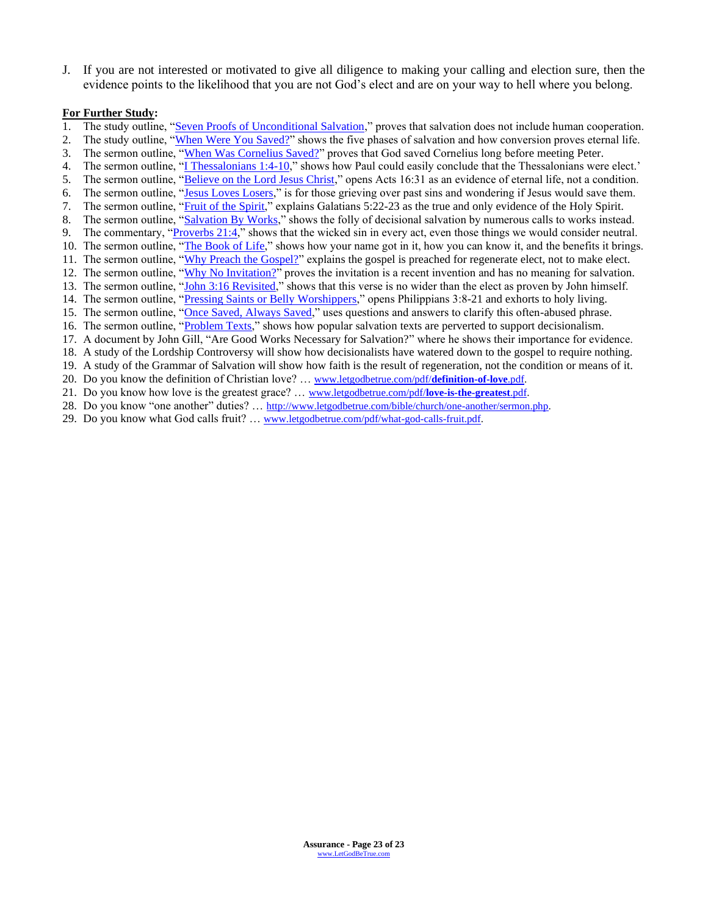J. If you are not interested or motivated to give all diligence to making your calling and election sure, then the evidence points to the likelihood that you are not God's elect and are on your way to hell where you belong.

**For Further Study:**

1. The study outline, "Seven Proofs of Unconditional Salvation," proves that salvation does not include human cooperation.
2. The study outline, "When Were You Saved?" shows the five phases of salvation and how conversion proves eternal life.
3. The sermon outline, "When Was Cornelius Saved?" proves that God saved Cornelius long before meeting Peter.
4. The sermon outline, "I Thessalonians 1:4-10," shows how Paul could easily conclude that the Thessalonians were elect.'
5. The sermon outline, "Believe on the Lord Jesus Christ," opens Acts 16:31 as an evidence of eternal life, not a condition.
6. The sermon outline, "Jesus Loves Losers," is for those grieving over past sins and wondering if Jesus would save them.
7. The sermon outline, "Fruit of the Spirit," explains Galatians 5:22-23 as the true and only evidence of the Holy Spirit.
8. The sermon outline, "Salvation By Works," shows the folly of decisional salvation by numerous calls to works instead.
9. The commentary, "Proverbs 21:4," shows that the wicked sin in every act, even those things we would consider neutral.
10. The sermon outline, "The Book of Life," shows how your name got in it, how you can know it, and the benefits it brings.
11. The sermon outline, "Why Preach the Gospel?" explains the gospel is preached for regenerate elect, not to make elect.
12. The sermon outline, "Why No Invitation?" proves the invitation is a recent invention and has no meaning for salvation.
13. The sermon outline, "John 3:16 Revisited," shows that this verse is no wider than the elect as proven by John himself.
14. The sermon outline, "Pressing Saints or Belly Worshippers," opens Philippians 3:8-21 and exhorts to holy living.
15. The sermon outline, "Once Saved, Always Saved," uses questions and answers to clarify this often-abused phrase.
16. The sermon outline, "Problem Texts," shows how popular salvation texts are perverted to support decisionalism.
17. A document by John Gill, "Are Good Works Necessary for Salvation?" where he shows their importance for evidence.
18. A study of the Lordship Controversy will show how decisionalists have watered down to the gospel to require nothing.
19. A study of the Grammar of Salvation will show how faith is the result of regeneration, not the condition or means of it.
20. Do you know the definition of Christian love? … www.letgodbetrue.com/pdf/**definition-of-love**.pdf.
21. Do you know how love is the greatest grace? … www.letgodbetrue.com/pdf/**love-is-the-greatest**.pdf.
28. Do you know "one another" duties? … http://www.letgodbetrue.com/bible/church/one-another/sermon.php.
29. Do you know what God calls fruit? … www.letgodbetrue.com/pdf/what-god-calls-fruit.pdf.